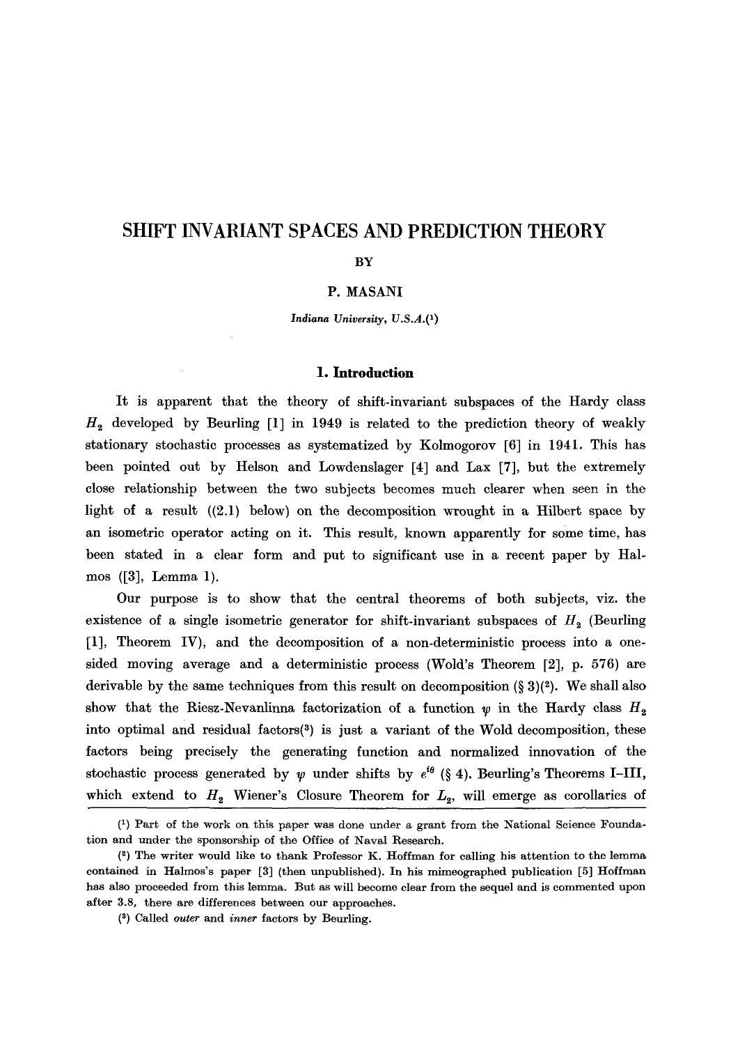# SHIFT INVARIANT SPACES AND PREDICTION THEORY

BY

P. MASANI

*Indiana University, U.S.A.*(1)

## 1. Introduction

It is apparent that the theory of shift-invariant subspaces of the Hardy class $H_2$ developed by Beurling [1] in 1949 is related to the prediction theory of weakly stationary stochastic processes as systematized by Kolmogorov [6] in 1941. This has been pointed out by Helson and Lowdenslager [4] and Lax [7], but the extremely close relationship between the two subjects becomes much clearer when seen in the light of a result ((2.1) below) on the decomposition wrought in a Hilbert space by an isometric operator acting on it. This result, known apparently for some time, has been stated in a clear form and put to significant use in a recent paper by Halmos ([3], Lemma 1).

Our purpose is to show that the central theorems of both subjects, viz. the existence of a single isometric generator for shift-invariant subspaces of $H_2$ (Beurling [1], Theorem IV), and the decomposition of a non-deterministic process into a one-sided moving average and a deterministic process (Wold's Theorem [2], p. 576) are derivable by the same techniques from this result on decomposition (§ 3)(2). We shall also show that the Riesz-Nevanlinna factorization of a function $\psi$ in the Hardy class $H_2$ into optimal and residual factors(3) is just a variant of the Wold decomposition, these factors being precisely the generating function and normalized innovation of the stochastic process generated by $\psi$ under shifts by $e^{i\theta}$ (§ 4). Beurling's Theorems I–III, which extend to $H_2$ Wiener's Closure Theorem for $L_2$, will emerge as corollaries of

---

(1) Part of the work on this paper was done under a grant from the National Science Foundation and under the sponsorship of the Office of Naval Research.

(2) The writer would like to thank Professor K. Hoffman for calling his attention to the lemma contained in Halmos's paper [3] (then unpublished). In his mimeographed publication [5] Hoffman has also proceeded from this lemma. But as will become clear from the sequel and is commented upon after 3.8, there are differences between our approaches.

(3) Called *outer* and *inner* factors by Beurling.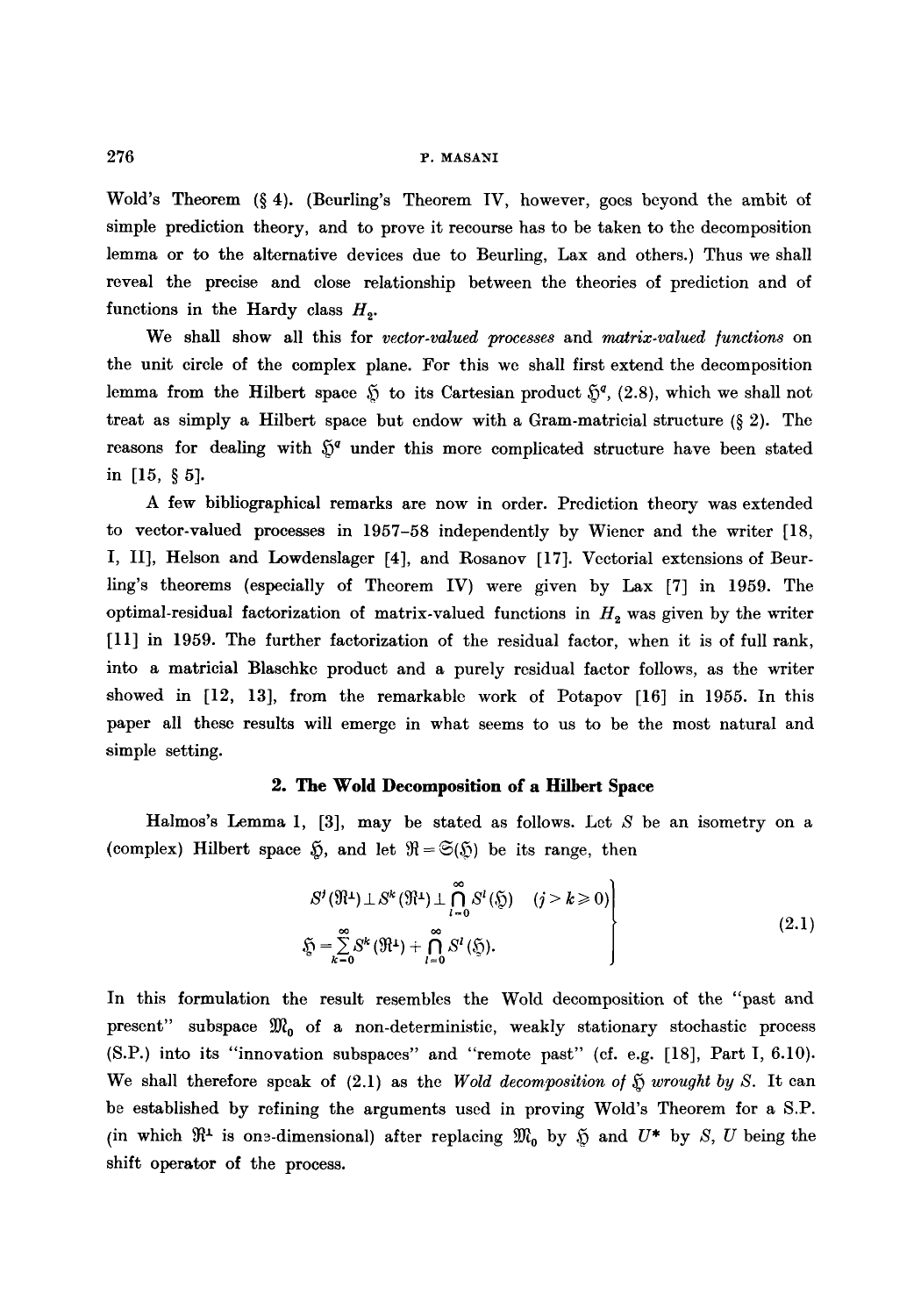Wold's Theorem (§ 4). (Beurling's Theorem IV, however, goes beyond the ambit of simple prediction theory, and to prove it recourse has to be taken to the decomposition lemma or to the alternative devices due to Beurling, Lax and others.) Thus we shall reveal the precise and close relationship between the theories of prediction and of functions in the Hardy class $H_2$.

We shall show all this for *vector-valued processes* and *matrix-valued functions* on the unit circle of the complex plane. For this we shall first extend the decomposition lemma from the Hilbert space $\mathfrak{H}$ to its Cartesian product $\mathfrak{H}^q$, (2.8), which we shall not treat as simply a Hilbert space but endow with a Gram-matricial structure (§ 2). The reasons for dealing with $\mathfrak{H}^q$ under this more complicated structure have been stated in [15, § 5].

A few bibliographical remarks are now in order. Prediction theory was extended to vector-valued processes in 1957–58 independently by Wiener and the writer [18, I, II], Helson and Lowdenslager [4], and Rosanov [17]. Vectorial extensions of Beurling's theorems (especially of Theorem IV) were given by Lax [7] in 1959. The optimal-residual factorization of matrix-valued functions in $H_2$ was given by the writer [11] in 1959. The further factorization of the residual factor, when it is of full rank, into a matricial Blaschke product and a purely residual factor follows, as the writer showed in [12, 13], from the remarkable work of Potapov [16] in 1955. In this paper all these results will emerge in what seems to us to be the most natural and simple setting.

## 2. The Wold Decomposition of a Hilbert Space

Halmos's Lemma 1, [3], may be stated as follows. Let $S$ be an isometry on a (complex) Hilbert space $\mathfrak{H}$, and let $\mathfrak{R} = \mathfrak{S}(\mathfrak{H})$ be its range, then

$$
\left.
\begin{aligned}
& S^j(\mathfrak{R}^\perp) \perp S^k(\mathfrak{R}^\perp) \perp \bigcap_{l=0}^{\infty} S^l(\mathfrak{H}) \quad (j > k \geqslant 0) \\
& \mathfrak{H} = \sum_{k=0}^{\infty} S^k(\mathfrak{R}^\perp) + \bigcap_{l=0}^{\infty} S^l(\mathfrak{H}).
\end{aligned}
\right\} \tag{2.1}
$$

In this formulation the result resembles the Wold decomposition of the "past and present" subspace $\mathfrak{M}_0$ of a non-deterministic, weakly stationary stochastic process (S.P.) into its "innovation subspaces" and "remote past" (cf. e.g. [18], Part I, 6.10). We shall therefore speak of (2.1) as the *Wold decomposition of $\mathfrak{H}$ wrought by $S$*. It can be established by refining the arguments used in proving Wold's Theorem for a S.P. (in which $\mathfrak{R}^\perp$ is one-dimensional) after replacing $\mathfrak{M}_0$ by $\mathfrak{H}$ and $U^*$ by $S$, $U$ being the shift operator of the process.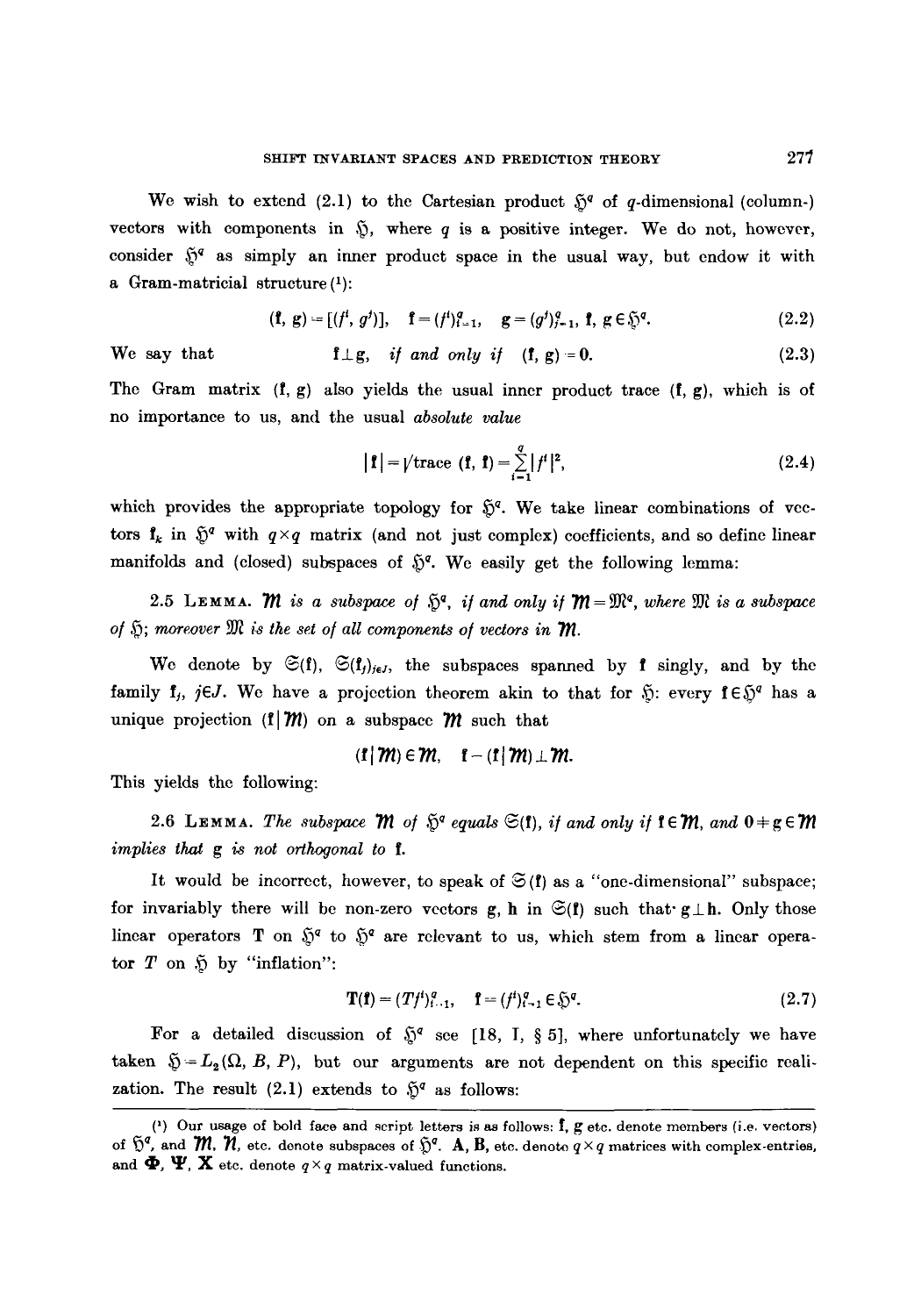We wish to extend (2.1) to the Cartesian product $\mathfrak{H}^q$ of $q$-dimensional (column-) vectors with components in $\mathfrak{H}$, where $q$ is a positive integer. We do not, however, consider $\mathfrak{H}^q$ as simply an inner product space in the usual way, but endow it with a Gram-matricial structure (1):

$$(\mathbf{f}, \mathbf{g}) = [(f^i, g^j)], \quad \mathbf{f} = (f^i)_{i=1}^q, \quad \mathbf{g} = (g^j)_{j=1}^q, \ \mathbf{f}, \mathbf{g} \in \mathfrak{H}^q. \tag{2.2}$$

We say that
$$\mathbf{f} \perp \mathbf{g}, \quad \textit{if and only if} \quad (\mathbf{f}, \mathbf{g}) = \mathbf{0}. \tag{2.3}$$

The Gram matrix $(\mathbf{f}, \mathbf{g})$ also yields the usual inner product trace $(\mathbf{f}, \mathbf{g})$, which is of no importance to us, and the usual *absolute value*

$$|\mathbf{f}| = \sqrt{\text{trace } (\mathbf{f}, \mathbf{f})} = \sum_{i=1}^{q} |f^i|^2, \tag{2.4}$$

which provides the appropriate topology for $\mathfrak{H}^q$. We take linear combinations of vectors $\mathbf{f}_k$ in $\mathfrak{H}^q$ with $q \times q$ matrix (and not just complex) coefficients, and so define linear manifolds and (closed) subspaces of $\mathfrak{H}^q$. We easily get the following lemma:

2.5 Lemma. *$\mathcal{M}$ is a subspace of $\mathfrak{H}^q$, if and only if $\mathcal{M} = \mathfrak{M}^q$, where $\mathfrak{M}$ is a subspace of $\mathfrak{H}$; moreover $\mathfrak{M}$ is the set of all components of vectors in $\mathcal{M}$.*

We denote by $\mathfrak{S}(\mathbf{f})$, $\mathfrak{S}(\mathbf{f}_j)_{j \in J}$, the subspaces spanned by $\mathbf{f}$ singly, and by the family $\mathbf{f}_j$, $j \in J$. We have a projection theorem akin to that for $\mathfrak{H}$: every $\mathbf{f} \in \mathfrak{H}^q$ has a unique projection $(\mathbf{f} \mid \mathcal{M})$ on a subspace $\mathcal{M}$ such that

$$(\mathbf{f} \mid \mathcal{M}) \in \mathcal{M}, \quad \mathbf{f} - (\mathbf{f} \mid \mathcal{M}) \perp \mathcal{M}.$$

This yields the following:

2.6 Lemma. *The subspace $\mathcal{M}$ of $\mathfrak{H}^q$ equals $\mathfrak{S}(\mathbf{f})$, if and only if $\mathbf{f} \in \mathcal{M}$, and $\mathbf{0} \neq \mathbf{g} \in \mathcal{M}$ implies that $\mathbf{g}$ is not orthogonal to $\mathbf{f}$.*

It would be incorrect, however, to speak of $\mathfrak{S}(\mathbf{f})$ as a "one-dimensional" subspace; for invariably there will be non-zero vectors $\mathbf{g}, \mathbf{h}$ in $\mathfrak{S}(\mathbf{f})$ such that $\mathbf{g} \perp \mathbf{h}$. Only those linear operators $\mathbf{T}$ on $\mathfrak{H}^q$ to $\mathfrak{H}^q$ are relevant to us, which stem from a linear operator $T$ on $\mathfrak{H}$ by "inflation":

$$\mathbf{T}(\mathbf{f}) = (Tf^i)_{i=1}^q, \quad \mathbf{f} = (f^i)_{i=1}^q \in \mathfrak{H}^q. \tag{2.7}$$

For a detailed discussion of $\mathfrak{H}^q$ see [18, I, § 5], where unfortunately we have taken $\mathfrak{H} = L_2(\Omega, B, P)$, but our arguments are not dependent on this specific realization. The result (2.1) extends to $\mathfrak{H}^q$ as follows:

---

(1) Our usage of bold face and script letters is as follows: $\mathbf{f}$, $\mathbf{g}$ etc. denote members (i.e. vectors) of $\mathfrak{H}^q$, and $\mathcal{M}$, $\mathcal{N}$, etc. denote subspaces of $\mathfrak{H}^q$. $\mathbf{A}$, $\mathbf{B}$, etc. denote $q \times q$ matrices with complex-entries, and $\mathbf{\Phi}$, $\mathbf{\Psi}$, $\mathbf{X}$ etc. denote $q \times q$ matrix-valued functions.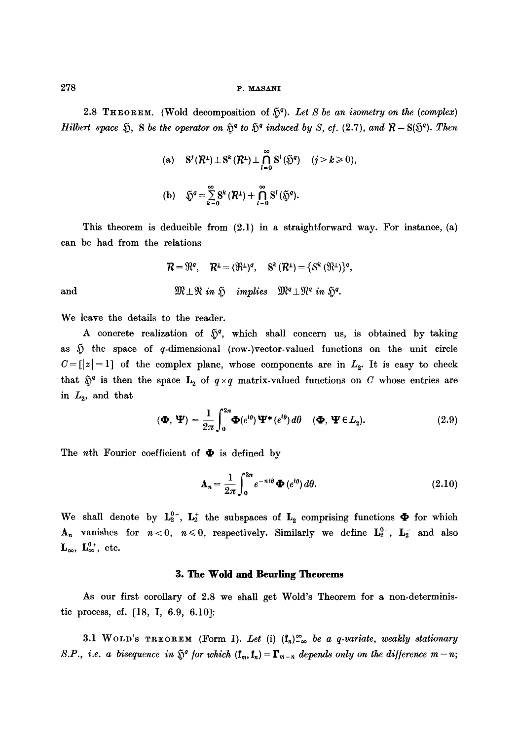**2.8 THEOREM.** (Wold decomposition of $\mathfrak{H}^q$). *Let $S$ be an isometry on the (complex) Hilbert space $\mathfrak{H}$, $\mathbf{S}$ be the operator on $\mathfrak{H}^q$ to $\mathfrak{H}^q$ induced by $S$, cf. (2.7), and $\mathcal{R} = \mathbf{S}(\mathfrak{H}^q)$. Then*

$$\text{(a)} \quad \mathbf{S}^j(\mathcal{R}^\perp) \perp \mathbf{S}^k(\mathcal{R}^\perp) \perp \bigcap_{l=0}^{\infty} \mathbf{S}^l(\mathfrak{H}^q) \quad (j > k \geqslant 0),$$

$$\text{(b)} \quad \mathfrak{H}^q = \sum_{k=0}^{\infty} \mathbf{S}^k(\mathcal{R}^\perp) + \bigcap_{l=0}^{\infty} \mathbf{S}^l(\mathfrak{H}^q).$$

This theorem is deducible from (2.1) in a straightforward way. For instance, (a) can be had from the relations

$$\mathcal{R} = \mathfrak{R}^q, \quad \mathcal{R}^\perp = (\mathfrak{R}^\perp)^q, \quad \mathbf{S}^k(\mathcal{R}^\perp) = \{S^k(\mathfrak{R}^\perp)\}^q,$$

and

$$\mathfrak{M} \perp \mathfrak{N} \textit{ in } \mathfrak{H} \quad \textit{implies} \quad \mathfrak{M}^q \perp \mathfrak{N}^q \textit{ in } \mathfrak{H}^q.$$

We leave the details to the reader.

A concrete realization of $\mathfrak{H}^q$, which shall concern us, is obtained by taking as $\mathfrak{H}$ the space of $q$-dimensional (row-)vector-valued functions on the unit circle $C = [|z| = 1]$ of the complex plane, whose components are in $L_2$. It is easy to check that $\mathfrak{H}^q$ is then the space $\mathbf{L}_2$ of $q \times q$ matrix-valued functions on $C$ whose entries are in $L_2$, and that

$$(\mathbf{\Phi}, \mathbf{\Psi}) = \frac{1}{2\pi} \int_0^{2\pi} \mathbf{\Phi}(e^{i\theta}) \mathbf{\Psi}^*(e^{i\theta}) \, d\theta \quad (\mathbf{\Phi}, \mathbf{\Psi} \in L_2). \tag{2.9}$$

The $n$th Fourier coefficient of $\mathbf{\Phi}$ is defined by

$$\mathbf{A}_n = \frac{1}{2\pi} \int_0^{2\pi} e^{-ni\theta} \mathbf{\Phi}(e^{i\theta}) \, d\theta. \tag{2.10}$$

We shall denote by $\mathbf{L}_2^{0+}$, $\mathbf{L}_2^{+}$ the subspaces of $\mathbf{L}_2$ comprising functions $\mathbf{\Phi}$ for which $\mathbf{A}_n$ vanishes for $n < 0$, $n \leqslant 0$, respectively. Similarly we define $\mathbf{L}_2^{0-}$, $\mathbf{L}_2^{-}$ and also $\mathbf{L}_\infty$, $\mathbf{L}_\infty^{0+}$, etc.

## 3. The Wold and Beurling Theorems

As our first corollary of 2.8 we shall get Wold's Theorem for a non-deterministic process, cf. [18, I, 6.9, 6.10]:

**3.1 WOLD'S THEOREM** (Form I). *Let (i) $(\mathbf{f}_n)_{-\infty}^{\infty}$ be a $q$-variate, weakly stationary S.P., i.e. a bisequence in $\mathfrak{H}^q$ for which $(\mathbf{f}_m, \mathbf{f}_n) = \mathbf{\Gamma}_{m-n}$ depends only on the difference $m - n$;*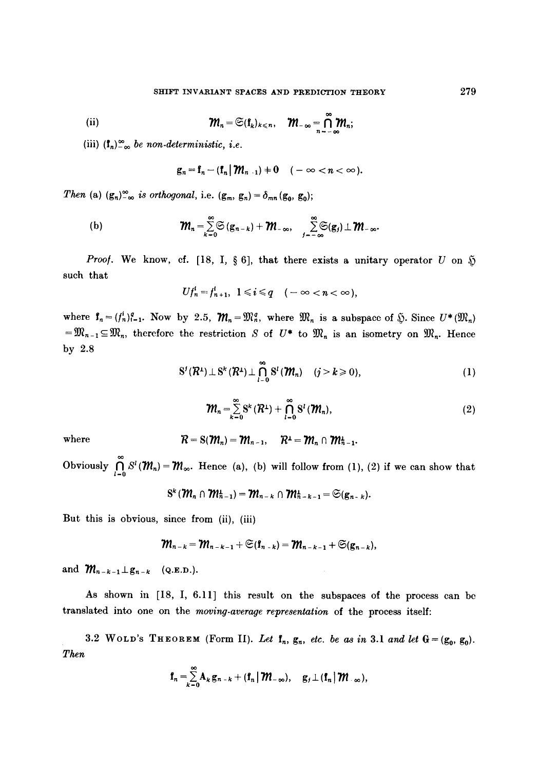(ii)
$$\mathcal{M}_n = \mathfrak{S}(\mathfrak{f}_k)_{k \leqslant n}, \quad \mathcal{M}_{-\infty} = \bigcap_{n=-\infty}^{\infty} \mathcal{M}_n;$$

(iii) $(\mathfrak{f}_n)_{-\infty}^{\infty}$ *be non-deterministic, i.e.*

$$\mathfrak{g}_n = \mathfrak{f}_n - (\mathfrak{f}_n \mid \mathcal{M}_{n-1}) \neq 0 \quad (-\infty < n < \infty).$$

*Then* (a) $(\mathfrak{g}_n)_{-\infty}^{\infty}$ *is orthogonal*, i.e. $(\mathfrak{g}_m, \mathfrak{g}_n) = \delta_{mn}(\mathfrak{g}_0, \mathfrak{g}_0)$;

(b)
$$\mathcal{M}_n = \sum_{k=0}^{\infty} \mathfrak{S}(\mathfrak{g}_{n-k}) + \mathcal{M}_{-\infty}, \quad \sum_{j=-\infty}^{\infty} \mathfrak{S}(\mathfrak{g}_j) \perp \mathcal{M}_{-\infty}.$$

*Proof.* We know, cf. [18, I, § 6], that there exists a unitary operator $U$ on $\mathfrak{H}$ such that

$$U f_n^i = f_{n+1}^i, \quad 1 \leqslant i \leqslant q \quad (-\infty < n < \infty),$$

where $\mathfrak{f}_n = (f_n^i)_{i=1}^q$. Now by 2.5, $\mathcal{M}_n = \mathfrak{M}_n^q$, where $\mathfrak{M}_n$ is a subspace of $\mathfrak{H}$. Since $U^*(\mathfrak{M}_n) = \mathfrak{M}_{n-1} \subseteq \mathfrak{M}_n$, therefore the restriction $S$ of $U^*$ to $\mathfrak{M}_n$ is an isometry on $\mathfrak{M}_n$. Hence by 2.8

$$S^j(\mathcal{R}^\perp) \perp S^k(\mathcal{R}^\perp) \perp \bigcap_{l=0}^{\infty} S^l(\mathcal{M}_n) \quad (j > k \geqslant 0), \tag{1}$$

$$\mathcal{M}_n = \sum_{k=0}^{\infty} S^k(\mathcal{R}^\perp) + \bigcap_{l=0}^{\infty} S^l(\mathcal{M}_n), \tag{2}$$

where
$$\mathcal{R} = S(\mathcal{M}_n) = \mathcal{M}_{n-1}, \quad \mathcal{R}^\perp = \mathcal{M}_n \cap \mathcal{M}_{n-1}^\perp.$$

Obviously $\bigcap_{l=0}^{\infty} S^l(\mathcal{M}_n) = \mathcal{M}_\infty$. Hence (a), (b) will follow from (1), (2) if we can show that

$$S^k(\mathcal{M}_n \cap \mathcal{M}_{n-1}^\perp) = \mathcal{M}_{n-k} \cap \mathcal{M}_{n-k-1}^\perp = \mathfrak{S}(\mathfrak{g}_{n-k}).$$

But this is obvious, since from (ii), (iii)

$$\mathcal{M}_{n-k} = \mathcal{M}_{n-k-1} + \mathfrak{S}(\mathfrak{f}_{n-k}) = \mathcal{M}_{n-k-1} + \mathfrak{S}(\mathfrak{g}_{n-k}),$$

and $\mathcal{M}_{n-k-1} \perp \mathfrak{g}_{n-k}$ (Q.E.D.).

As shown in [18, I, 6.11] this result on the subspaces of the process can be translated into one on the *moving-average representation* of the process itself:

3.2 Wold's Theorem (Form II). *Let $\mathfrak{f}_n$, $\mathfrak{g}_n$, etc. be as in 3.1 and let $\mathfrak{G} = (\mathfrak{g}_0, \mathfrak{g}_0)$. Then*

$$\mathfrak{f}_n = \sum_{k=0}^{\infty} A_k \mathfrak{g}_{n-k} + (\mathfrak{f}_n \mid \mathcal{M}_{-\infty}), \quad \mathfrak{g}_j \perp (\mathfrak{f}_n \mid \mathcal{M}_{-\infty}),$$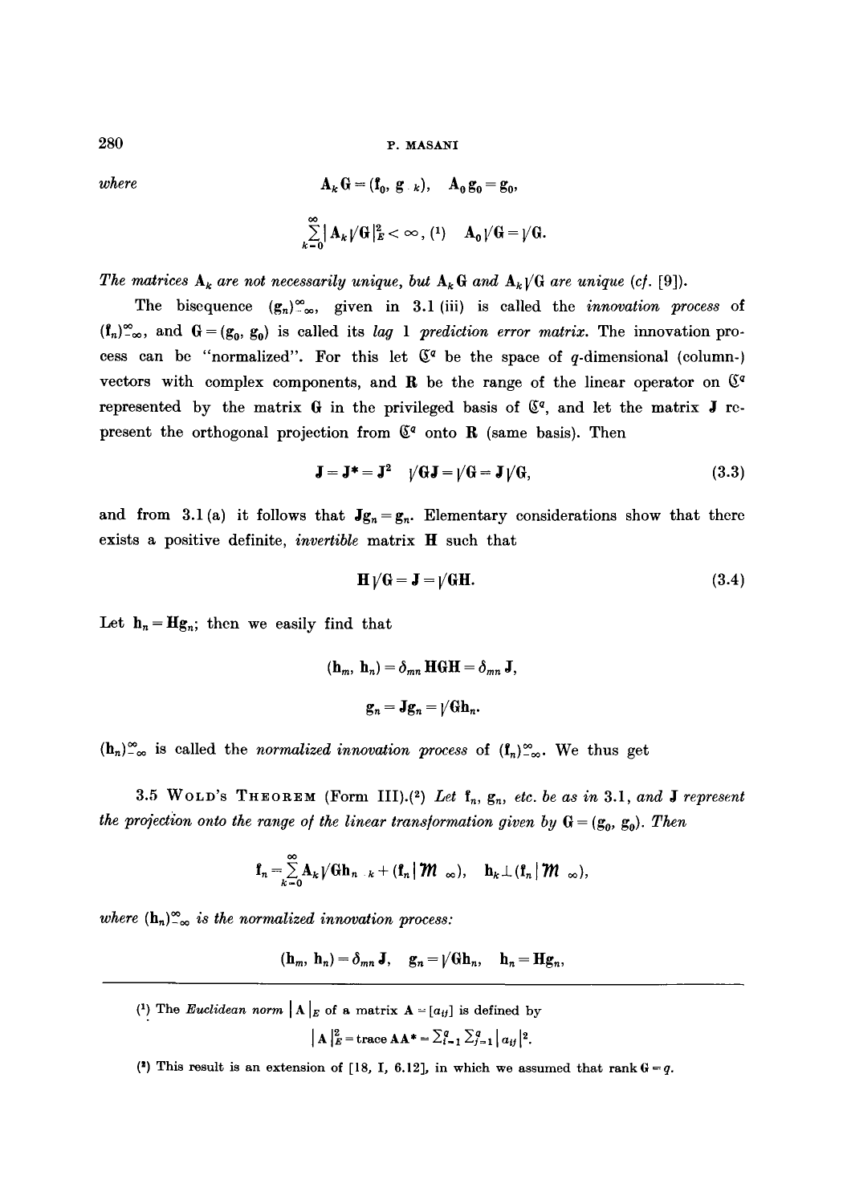*where*

$$\mathbf{A}_k \mathbf{G} = (\mathbf{f}_0, \mathbf{g}_{-k}), \quad \mathbf{A}_0 \mathbf{g}_0 = \mathbf{g}_0,$$

$$\sum_{k=0}^{\infty} |\mathbf{A}_k \sqrt{\mathbf{G}}|_E^2 < \infty, \text{[1]} \quad \mathbf{A}_0 \sqrt{\mathbf{G}} = \sqrt{\mathbf{G}}.$$

*The matrices* $\mathbf{A}_k$ *are not necessarily unique, but* $\mathbf{A}_k \mathbf{G}$ *and* $\mathbf{A}_k \sqrt{\mathbf{G}}$ *are unique (cf.* [9]*).*

The bisequence $(\mathbf{g}_n)_{-\infty}^{\infty}$, given in 3.1 (iii) is called the *innovation process* of $(\mathbf{f}_n)_{-\infty}^{\infty}$, and $\mathbf{G} = (\mathbf{g}_0, \mathbf{g}_0)$ is called its *lag 1 prediction error matrix*. The innovation process can be "normalized". For this let $\mathfrak{C}^q$ be the space of $q$-dimensional (column-) vectors with complex components, and $\mathbf{R}$ be the range of the linear operator on $\mathfrak{C}^q$ represented by the matrix $\mathbf{G}$ in the privileged basis of $\mathfrak{C}^q$, and let the matrix $\mathbf{J}$ represent the orthogonal projection from $\mathfrak{C}^q$ onto $\mathbf{R}$ (same basis). Then

$$\mathbf{J} = \mathbf{J}^* = \mathbf{J}^2 \quad \sqrt{\mathbf{G}}\mathbf{J} = \sqrt{\mathbf{G}} = \mathbf{J}\sqrt{\mathbf{G}}, \tag{3.3}$$

and from 3.1 (a) it follows that $\mathbf{J}\mathbf{g}_n = \mathbf{g}_n$. Elementary considerations show that there exists a positive definite, *invertible* matrix $\mathbf{H}$ such that

$$\mathbf{H}\sqrt{\mathbf{G}} = \mathbf{J} = \sqrt{\mathbf{G}}\mathbf{H}. \tag{3.4}$$

Let $\mathbf{h}_n = \mathbf{H}\mathbf{g}_n$; then we easily find that

$$(\mathbf{h}_m, \mathbf{h}_n) = \delta_{mn} \mathbf{H}\mathbf{G}\mathbf{H} = \delta_{mn} \mathbf{J},$$

$$\mathbf{g}_n = \mathbf{J}\mathbf{g}_n = \sqrt{\mathbf{G}}\mathbf{h}_n.$$

$(\mathbf{h}_n)_{-\infty}^{\infty}$ is called the *normalized innovation process* of $(\mathbf{f}_n)_{-\infty}^{\infty}$. We thus get

3.5 Wold's Theorem (Form III).[2] *Let* $\mathbf{f}_n$, $\mathbf{g}_n$, *etc. be as in* 3.1, *and* $\mathbf{J}$ *represent the projection onto the range of the linear transformation given by* $\mathbf{G} = (\mathbf{g}_0, \mathbf{g}_0)$. *Then*

$$\mathbf{f}_n = \sum_{k=0}^{\infty} \mathbf{A}_k \sqrt{\mathbf{G}}\mathbf{h}_{n-k} + (\mathbf{f}_n \mid \mathcal{M}_{-\infty}), \quad \mathbf{h}_k \perp (\mathbf{f}_n \mid \mathcal{M}_{-\infty}),$$

*where* $(\mathbf{h}_n)_{-\infty}^{\infty}$ *is the normalized innovation process:*

$$(\mathbf{h}_m, \mathbf{h}_n) = \delta_{mn} \mathbf{J}, \quad \mathbf{g}_n = \sqrt{\mathbf{G}}\mathbf{h}_n, \quad \mathbf{h}_n = \mathbf{H}\mathbf{g}_n,$$

---

[1] The *Euclidean norm* $|\mathbf{A}|_E$ of a matrix $\mathbf{A} = [a_{ij}]$ is defined by

$$|\mathbf{A}|_E^2 = \operatorname{trace} \mathbf{A}\mathbf{A}^* = \sum_{i=1}^{q} \sum_{j=1}^{q} |a_{ij}|^2.$$

[2] This result is an extension of [18, I, 6.12], in which we assumed that rank $\mathbf{G} = q$.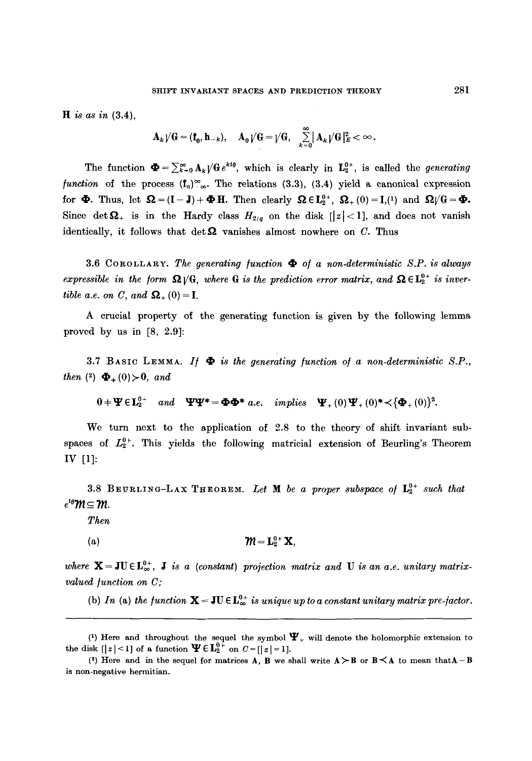**H** *is as in* (3.4),

$$\mathbf{A}_k\sqrt{\mathbf{G}} = (\mathbf{f}_0, \mathbf{h}_{-k}), \quad \mathbf{A}_0\sqrt{\mathbf{G}} = \sqrt{\mathbf{G}}, \quad \sum_{k=0}^{\infty} |\mathbf{A}_k\sqrt{\mathbf{G}}|_E^2 < \infty.$$

The function $\mathbf{\Phi} = \sum_{k=0}^{\infty} \mathbf{A}_k \sqrt{\mathbf{G}}\, e^{ki\theta}$, which is clearly in $\mathbf{L}_2^{0+}$, is called the *generating function* of the process $(\mathbf{f}_n)_{-\infty}^{\infty}$. The relations (3.3), (3.4) yield a canonical expression for $\mathbf{\Phi}$. Thus, let $\mathbf{\Omega} = (\mathbf{I} - \mathbf{J}) + \mathbf{\Phi}\mathbf{H}$. Then clearly $\mathbf{\Omega} \in \mathbf{L}_2^{0+}$, $\mathbf{\Omega}_+(0) = \mathbf{I}$,(1) and $\mathbf{\Omega}\sqrt{\mathbf{G}} = \mathbf{\Phi}$. Since $\det \mathbf{\Omega}_+$ is in the Hardy class $H_{2/q}$ on the disk $[|z| < 1]$, and does not vanish identically, it follows that $\det \mathbf{\Omega}$ vanishes almost nowhere on $C$. Thus

3.6 Corollary. *The generating function $\mathbf{\Phi}$ of a non-deterministic S.P. is always expressible in the form $\mathbf{\Omega}\sqrt{\mathbf{G}}$, where $\mathbf{G}$ is the prediction error matrix, and $\mathbf{\Omega} \in \mathbf{L}_2^{0+}$ is invertible a.e. on $C$, and $\mathbf{\Omega}_+(0) = \mathbf{I}$.*

A crucial property of the generating function is given by the following lemma proved by us in [8, 2.9]:

3.7 Basic Lemma. *If $\mathbf{\Phi}$ is the generating function of a non-deterministic S.P., then* (2) $\mathbf{\Phi}_+(0) \succ \mathbf{0}$, *and*

$$\mathbf{0} \neq \mathbf{\Psi} \in \mathbf{L}_2^{0+} \quad \textit{and} \quad \mathbf{\Psi}\mathbf{\Psi}^* = \mathbf{\Phi}\mathbf{\Phi}^* \textit{ a.e.} \quad \textit{implies} \quad \mathbf{\Psi}_+(0)\mathbf{\Psi}_+(0)^* \prec \{\mathbf{\Phi}_+(0)\}^2.$$

We turn next to the application of 2.8 to the theory of shift invariant subspaces of $L_2^{0+}$. This yields the following matricial extension of Beurling's Theorem IV [1]:

3.8 Beurling–Lax Theorem. *Let $\mathbf{M}$ be a proper subspace of $\mathbf{L}_2^{0+}$ such that $e^{i\theta}\mathfrak{M} \subseteq \mathfrak{M}$.*

*Then*

(a) $$\mathfrak{M} = \mathbf{L}_2^{0+}\mathbf{X},$$

*where $\mathbf{X} = \mathbf{J}\mathbf{U} \in \mathbf{L}_\infty^{0+}$, $\mathbf{J}$ is a (constant) projection matrix and $\mathbf{U}$ is an a.e. unitary matrix-valued function on $C$;*

(b) *In* (a) *the function $\mathbf{X} = \mathbf{J}\mathbf{U} \in \mathbf{L}_\infty^{0+}$ is unique up to a constant unitary matrix pre-factor.*

---

(1) Here and throughout the sequel the symbol $\mathbf{\Psi}_+$ will denote the holomorphic extension to the disk $[|z| < 1]$ of a function $\mathbf{\Psi} \in \mathbf{L}_2^{0+}$ on $C = [|z| = 1]$.

(2) Here and in the sequel for matrices $\mathbf{A}$, $\mathbf{B}$ we shall write $\mathbf{A} \succ \mathbf{B}$ or $\mathbf{B} \prec \mathbf{A}$ to mean that $\mathbf{A} - \mathbf{B}$ is non-negative hermitian.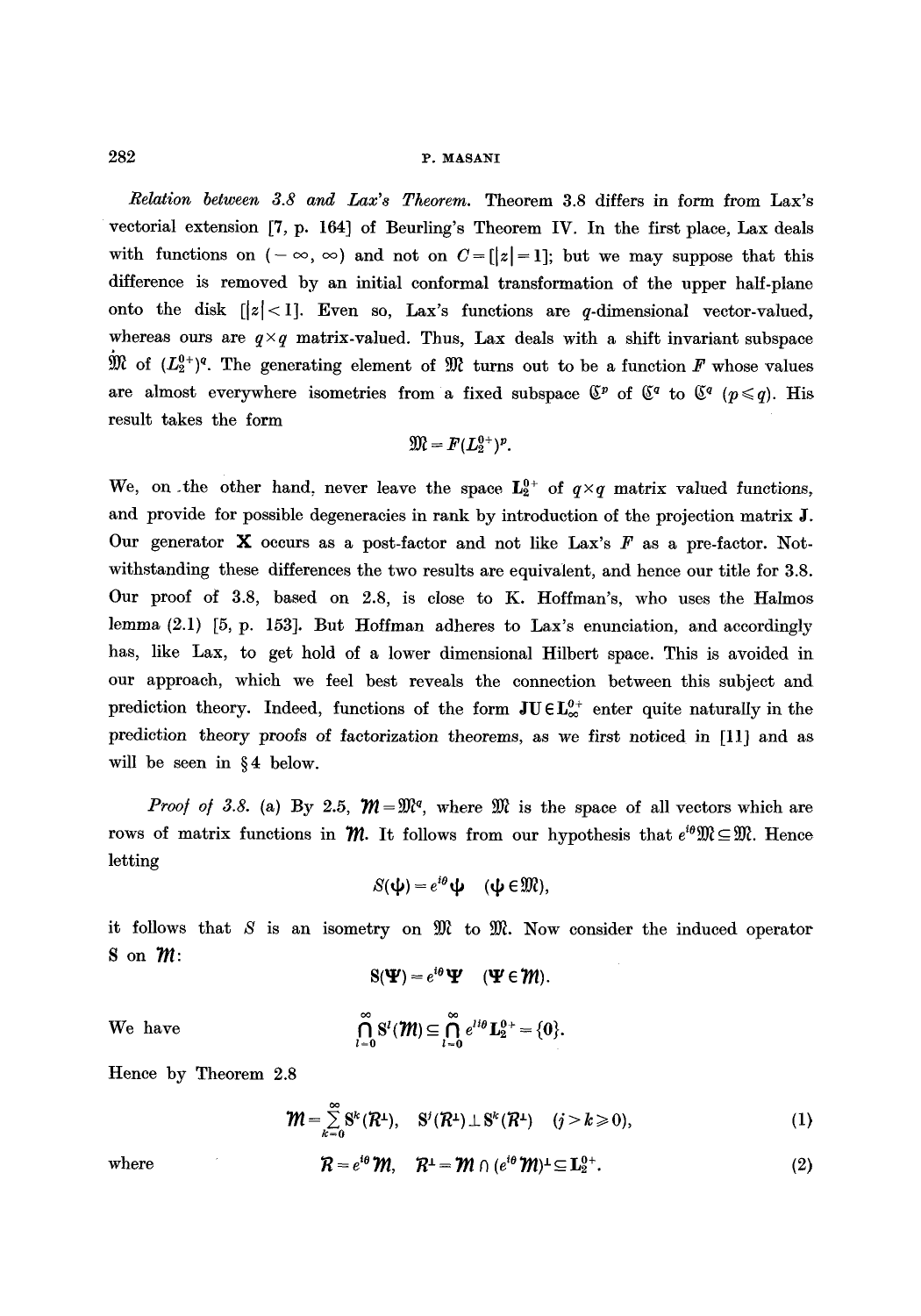*Relation between 3.8 and Lax's Theorem.* Theorem 3.8 differs in form from Lax's vectorial extension [7, p. 164] of Beurling's Theorem IV. In the first place, Lax deals with functions on $(-\infty, \infty)$ and not on $C=[|z|=1]$; but we may suppose that this difference is removed by an initial conformal transformation of the upper half-plane onto the disk $[|z|<1]$. Even so, Lax's functions are $q$-dimensional vector-valued, whereas ours are $q \times q$ matrix-valued. Thus, Lax deals with a shift invariant subspace $\mathfrak{M}$ of $(L_2^{0+})^q$. The generating element of $\mathfrak{M}$ turns out to be a function $F$ whose values are almost everywhere isometries from a fixed subspace $\mathfrak{C}^p$ of $\mathfrak{C}^q$ to $\mathfrak{C}^q$ $(p \leqslant q)$. His result takes the form

$$\mathfrak{M} = F(L_2^{0+})^p.$$

We, on the other hand, never leave the space $\mathbf{L}_2^{0+}$ of $q \times q$ matrix valued functions, and provide for possible degeneracies in rank by introduction of the projection matrix $\mathbf{J}$. Our generator $\mathbf{X}$ occurs as a post-factor and not like Lax's $F$ as a pre-factor. Notwithstanding these differences the two results are equivalent, and hence our title for 3.8. Our proof of 3.8, based on 2.8, is close to K. Hoffman's, who uses the Halmos lemma (2.1) [5, p. 153]. But Hoffman adheres to Lax's enunciation, and accordingly has, like Lax, to get hold of a lower dimensional Hilbert space. This is avoided in our approach, which we feel best reveals the connection between this subject and prediction theory. Indeed, functions of the form $\mathbf{JU} \in \mathbf{L}_\infty^{0+}$ enter quite naturally in the prediction theory proofs of factorization theorems, as we first noticed in [11] and as will be seen in §4 below.

*Proof of 3.8.* (a) By 2.5, $\mathcal{M} = \mathfrak{M}^q$, where $\mathfrak{M}$ is the space of all vectors which are rows of matrix functions in $\mathcal{M}$. It follows from our hypothesis that $e^{i\theta}\mathfrak{M} \subseteq \mathfrak{M}$. Hence letting

$$S(\psi) = e^{i\theta}\psi \quad (\psi \in \mathfrak{M}),$$

it follows that $S$ is an isometry on $\mathfrak{M}$ to $\mathfrak{M}$. Now consider the induced operator $\mathbf{S}$ on $\mathcal{M}$:

$$\mathbf{S}(\mathbf{\Psi}) = e^{i\theta}\mathbf{\Psi} \quad (\mathbf{\Psi} \in \mathcal{M}).$$

We have

$$\bigcap_{l=0}^{\infty} \mathbf{S}^l(\mathcal{M}) \subseteq \bigcap_{l=0}^{\infty} e^{il\theta}\mathbf{L}_2^{0+} = \{0\}.$$

Hence by Theorem 2.8

$$\mathcal{M} = \sum_{k=0}^{\infty} \mathbf{S}^k(\mathcal{R}^{\perp}), \quad \mathbf{S}^j(\mathcal{R}^{\perp}) \perp \mathbf{S}^k(\mathcal{R}^{\perp}) \quad (j > k \geqslant 0), \tag{1}$$

where

$$\mathcal{R} = e^{i\theta}\mathcal{M}, \quad \mathcal{R}^{\perp} = \mathcal{M} \cap (e^{i\theta}\mathcal{M})^{\perp} \subseteq \mathbf{L}_2^{0+}. \tag{2}$$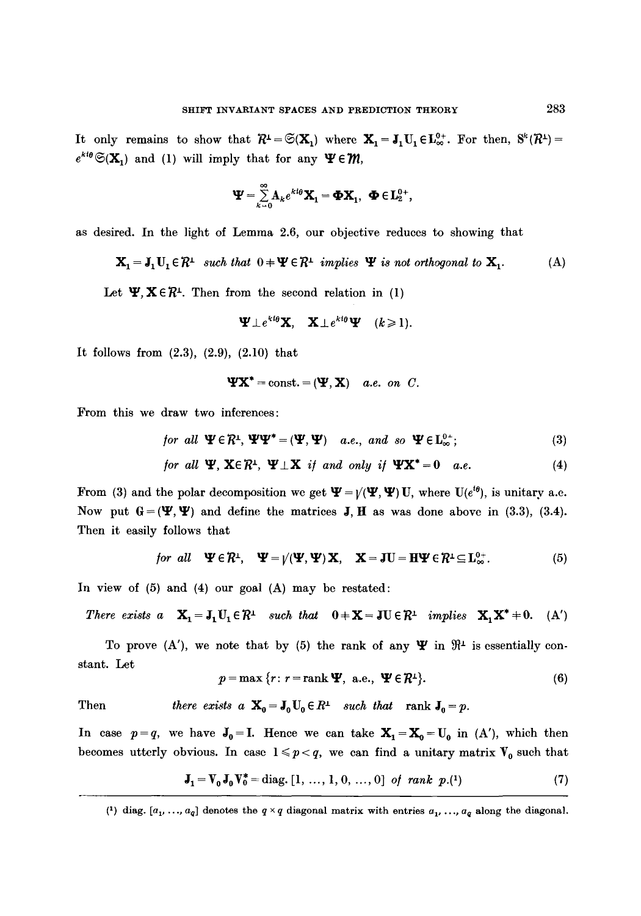It only remains to show that $\mathcal{R}^\perp = \mathfrak{S}(\mathbf{X}_1)$ where $\mathbf{X}_1 = \mathbf{J}_1\mathbf{U}_1 \in \mathbf{L}_\infty^{0+}$. For then, $\mathrm{S}^k(\mathcal{R}^\perp) = e^{ki\theta}\mathfrak{S}(\mathbf{X}_1)$ and (1) will imply that for any $\mathbf{\Psi} \in \mathcal{M}$,

$$\mathbf{\Psi} = \sum_{k=0}^{\infty} \mathbf{A}_k e^{ki\theta}\mathbf{X}_1 = \mathbf{\Phi}\mathbf{X}_1, \quad \mathbf{\Phi} \in \mathbf{L}_2^{0+},$$

as desired. In the light of Lemma 2.6, our objective reduces to showing that

$$\mathbf{X}_1 = \mathbf{J}_1\mathbf{U}_1 \in \mathcal{R}^\perp \textit{ such that } 0 \neq \mathbf{\Psi} \in \mathcal{R}^\perp \textit{ implies } \mathbf{\Psi} \textit{ is not orthogonal to } \mathbf{X}_1. \tag{A}$$

Let $\mathbf{\Psi}, \mathbf{X} \in \mathcal{R}^\perp$. Then from the second relation in (1)

$$\mathbf{\Psi} \perp e^{ki\theta}\mathbf{X}, \quad \mathbf{X} \perp e^{ki\theta}\mathbf{\Psi} \quad (k \geq 1).$$

It follows from (2.3), (2.9), (2.10) that

$$\mathbf{\Psi}\mathbf{X}^* = \text{const.} = (\mathbf{\Psi}, \mathbf{X}) \quad \textit{a.e. on } C.$$

From this we draw two inferences:

$$\textit{for all } \mathbf{\Psi} \in \mathcal{R}^\perp, \; \mathbf{\Psi}\mathbf{\Psi}^* = (\mathbf{\Psi}, \mathbf{\Psi}) \quad \textit{a.e., and so } \mathbf{\Psi} \in \mathbf{L}_\infty^{0+}; \tag{3}$$

$$\textit{for all } \mathbf{\Psi}, \mathbf{X} \in \mathcal{R}^\perp, \; \mathbf{\Psi} \perp \mathbf{X} \textit{ if and only if } \mathbf{\Psi}\mathbf{X}^* = \mathbf{0} \quad \textit{a.e.} \tag{4}$$

From (3) and the polar decomposition we get $\mathbf{\Psi} = \sqrt{(\mathbf{\Psi}, \mathbf{\Psi})}\,\mathbf{U}$, where $\mathbf{U}(e^{i\theta})$, is unitary a.e. Now put $\mathbf{G} = (\mathbf{\Psi}, \mathbf{\Psi})$ and define the matrices $\mathbf{J}, \mathbf{H}$ as was done above in (3.3), (3.4). Then it easily follows that

$$\textit{for all } \quad \mathbf{\Psi} \in \mathcal{R}^\perp, \quad \mathbf{\Psi} = \sqrt{(\mathbf{\Psi}, \mathbf{\Psi})}\,\mathbf{X}, \quad \mathbf{X} = \mathbf{J}\mathbf{U} = \mathbf{H}\mathbf{\Psi} \in \mathcal{R}^\perp \subseteq \mathbf{L}_\infty^{0+}. \tag{5}$$

In view of (5) and (4) our goal (A) may be restated:

$$\textit{There exists a } \; \mathbf{X}_1 = \mathbf{J}_1\mathbf{U}_1 \in \mathcal{R}^\perp \; \textit{ such that } \; 0 \neq \mathbf{X} = \mathbf{J}\mathbf{U} \in \mathcal{R}^\perp \; \textit{ implies } \; \mathbf{X}_1\mathbf{X}^* \neq \mathbf{0}. \tag{A'}$$

To prove (A′), we note that by (5) the rank of any $\mathbf{\Psi}$ in $\mathfrak{R}^\perp$ is essentially constant. Let

$$p = \max\{r : r = \operatorname{rank} \mathbf{\Psi}, \text{ a.e., } \mathbf{\Psi} \in \mathcal{R}^\perp\}. \tag{6}$$

Then *there exists a* $\mathbf{X}_0 = \mathbf{J}_0\mathbf{U}_0 \in R^\perp$ *such that* $\operatorname{rank} \mathbf{J}_0 = p$.

In case $p = q$, we have $\mathbf{J}_0 = \mathbf{I}$. Hence we can take $\mathbf{X}_1 = \mathbf{X}_0 = \mathbf{U}_0$ in (A′), which then becomes utterly obvious. In case $1 \leq p < q$, we can find a unitary matrix $\mathbf{V}_0$ such that

$$\mathbf{J}_1 = \mathbf{V}_0\mathbf{J}_0\mathbf{V}_0^* = \operatorname{diag.}[1, \ldots, 1, 0, \ldots, 0] \textit{ of rank } p.\text{[1]} \tag{7}$$

---

[1] diag. $[a_1, \ldots, a_q]$ denotes the $q \times q$ diagonal matrix with entries $a_1, \ldots, a_q$ along the diagonal.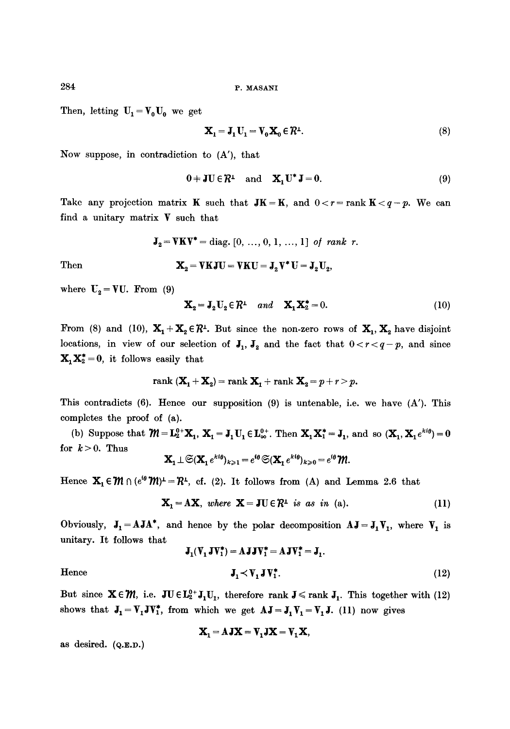Then, letting $\mathbf{U}_1 = \mathbf{V}_0 \mathbf{U}_0$ we get

$$\mathbf{X}_1 = \mathbf{J}_1 \mathbf{U}_1 = \mathbf{V}_0 \mathbf{X}_0 \in \mathcal{R}^\perp. \tag{8}$$

Now suppose, in contradiction to (A′), that

$$0 \neq \mathbf{J}\mathbf{U} \in \mathcal{R}^\perp \quad \text{and} \quad \mathbf{X}_1 \mathbf{U}^* \mathbf{J} = \mathbf{0}. \tag{9}$$

Take any projection matrix $\mathbf{K}$ such that $\mathbf{J}\mathbf{K} = \mathbf{K}$, and $0 < r = \operatorname{rank} \mathbf{K} < q - p$. We can find a unitary matrix $\mathbf{V}$ such that

$$\mathbf{J}_2 = \mathbf{V}\mathbf{K}\mathbf{V}^* = \text{diag.}\,[0, \ldots, 0, 1, \ldots, 1] \textit{ of rank } r.$$

Then

$$\mathbf{X}_2 = \mathbf{V}\mathbf{K}\mathbf{J}\mathbf{U} = \mathbf{V}\mathbf{K}\mathbf{U} = \mathbf{J}_2 \mathbf{V}^* \mathbf{U} = \mathbf{J}_2 \mathbf{U}_2,$$

where $\mathbf{U}_2 = \mathbf{V}\mathbf{U}$. From (9)

$$\mathbf{X}_2 = \mathbf{J}_2 \mathbf{U}_2 \in \mathcal{R}^\perp \quad \textit{and} \quad \mathbf{X}_1 \mathbf{X}_2^* = \mathbf{0}. \tag{10}$$

From (8) and (10), $\mathbf{X}_1 + \mathbf{X}_2 \in \mathcal{R}^\perp$. But since the non-zero rows of $\mathbf{X}_1, \mathbf{X}_2$ have disjoint locations, in view of our selection of $\mathbf{J}_1, \mathbf{J}_2$ and the fact that $0 < r < q - p$, and since $\mathbf{X}_1 \mathbf{X}_2^* = \mathbf{0}$, it follows easily that

$$\operatorname{rank}(\mathbf{X}_1 + \mathbf{X}_2) = \operatorname{rank} \mathbf{X}_1 + \operatorname{rank} \mathbf{X}_2 = p + r > p.$$

This contradicts (6). Hence our supposition (9) is untenable, i.e. we have (A′). This completes the proof of (a).

(b) Suppose that $\mathcal{M} = \mathbf{L}_2^{0+} \mathbf{X}_1$, $\mathbf{X}_1 = \mathbf{J}_1 \mathbf{U}_1 \in \mathbf{L}_\infty^{0+}$. Then $\mathbf{X}_1 \mathbf{X}_1^* = \mathbf{J}_1$, and so $(\mathbf{X}_1, \mathbf{X}_1 e^{ki\theta}) = \mathbf{0}$ for $k > 0$. Thus

$$\mathbf{X}_1 \perp \mathfrak{S}(\mathbf{X}_1 e^{ki\theta})_{k \geq 1} = e^{i\theta} \mathfrak{S}(\mathbf{X}_1 e^{ki\theta})_{k \geq 0} = e^{i\theta} \mathcal{M}.$$

Hence $\mathbf{X}_1 \in \mathcal{M} \cap (e^{i\theta} \mathcal{M})^\perp = \mathcal{R}^\perp$, cf. (2). It follows from (A) and Lemma 2.6 that

$$\mathbf{X}_1 = \mathbf{A}\mathbf{X}, \textit{ where } \mathbf{X} = \mathbf{J}\mathbf{U} \in \mathcal{R}^\perp \textit{ is as in } (a). \tag{11}$$

Obviously, $\mathbf{J}_1 = \mathbf{A}\mathbf{J}\mathbf{A}^*$, and hence by the polar decomposition $\mathbf{A}\mathbf{J} = \mathbf{J}_1 \mathbf{V}_1$, where $\mathbf{V}_1$ is unitary. It follows that

$$\mathbf{J}_1(\mathbf{V}_1 \mathbf{J} \mathbf{V}_1^*) = \mathbf{A}\mathbf{J}\mathbf{J}\mathbf{V}_1^* = \mathbf{A}\mathbf{J}\mathbf{V}_1^* = \mathbf{J}_1.$$

Hence

$$\mathbf{J}_1 \prec \mathbf{V}_1 \mathbf{J} \mathbf{V}_1^*. \tag{12}$$

But since $\mathbf{X} \in \mathcal{M}$, i.e. $\mathbf{J}\mathbf{U} \in \mathbf{L}_2^{0+} \mathbf{J}_1 \mathbf{U}_1$, therefore $\operatorname{rank} \mathbf{J} \leq \operatorname{rank} \mathbf{J}_1$. This together with (12) shows that $\mathbf{J}_1 = \mathbf{V}_1 \mathbf{J} \mathbf{V}_1^*$, from which we get $\mathbf{A}\mathbf{J} = \mathbf{J}_1 \mathbf{V}_1 = \mathbf{V}_1 \mathbf{J}$. (11) now gives

$$\mathbf{X}_1 = \mathbf{A}\mathbf{J}\mathbf{X} = \mathbf{V}_1 \mathbf{J}\mathbf{X} = \mathbf{V}_1 \mathbf{X},$$

as desired. (Q.E.D.)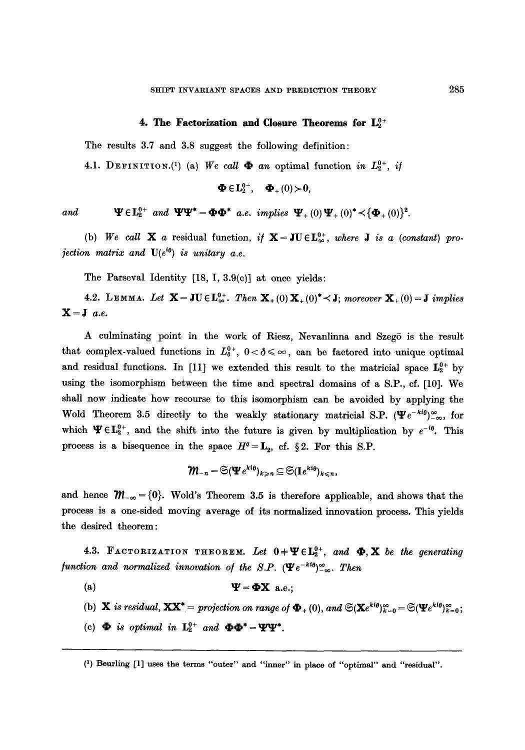## 4. The Factorization and Closure Theorems for $\mathbf{L}_2^{0+}$

The results 3.7 and 3.8 suggest the following definition:

4.1. Definition.[1] (a) *We call* $\mathbf{\Phi}$ *an* optimal function *in* $L_2^{0+}$, *if*

$$\mathbf{\Phi} \in \mathbf{L}_2^{0+}, \quad \mathbf{\Phi}_+(0) \succ \mathbf{0},$$

*and* $\quad \mathbf{\Psi} \in \mathbf{L}_2^{0+}$ *and* $\mathbf{\Psi}\mathbf{\Psi}^* = \mathbf{\Phi}\mathbf{\Phi}^*$ *a.e. implies* $\mathbf{\Psi}_+(0)\mathbf{\Psi}_+(0)^* \prec \{\mathbf{\Phi}_+(0)\}^2$.

(b) *We call* $\mathbf{X}$ *a* residual function, *if* $\mathbf{X} = \mathbf{J}\mathbf{U} \in \mathbf{L}_\infty^{0+}$, *where* $\mathbf{J}$ *is a (constant) projection matrix and* $\mathbf{U}(e^{i\theta})$ *is unitary a.e.*

The Parseval Identity [18, I, 3.9(c)] at once yields:

4.2. Lemma. *Let* $\mathbf{X} = \mathbf{J}\mathbf{U} \in \mathbf{L}_\infty^{0+}$. *Then* $\mathbf{X}_+(0)\mathbf{X}_+(0)^* \prec \mathbf{J}$; *moreover* $\mathbf{X}_+(0) = \mathbf{J}$ *implies* $\mathbf{X} = \mathbf{J}$ *a.e.*

A culminating point in the work of Riesz, Nevanlinna and Szegö is the result that complex-valued functions in $L_\delta^{0+}$, $0 < \delta \leqslant \infty$, can be factored into unique optimal and residual functions. In [11] we extended this result to the matricial space $\mathbf{L}_2^{0+}$ by using the isomorphism between the time and spectral domains of a S.P., cf. [10]. We shall now indicate how recourse to this isomorphism can be avoided by applying the Wold Theorem 3.5 directly to the weakly stationary matricial S.P. $(\mathbf{\Psi} e^{-ki\theta})_{-\infty}^{\infty}$, for which $\mathbf{\Psi} \in \mathbf{L}_2^{0+}$, and the shift into the future is given by multiplication by $e^{-i\theta}$. This process is a bisequence in the space $H^q = \mathbf{L}_2$, cf. § 2. For this S.P.

$$\mathcal{M}_{-n} = \mathfrak{S}(\mathbf{\Psi} e^{ki\theta})_{k \geqslant n} \subseteq \mathfrak{S}(\mathbf{I} e^{ki\theta})_{k \leqslant n},$$

and hence $\mathcal{M}_{-\infty} = \{0\}$. Wold's Theorem 3.5 is therefore applicable, and shows that the process is a one-sided moving average of its normalized innovation process. This yields the desired theorem:

4.3. Factorization theorem. *Let* $0 \neq \mathbf{\Psi} \in \mathbf{L}_2^{0+}$, *and* $\mathbf{\Phi}, \mathbf{X}$ *be the generating function and normalized innovation of the S.P.* $(\mathbf{\Psi} e^{-ki\theta})_{-\infty}^{\infty}$. *Then*

(a) $$\mathbf{\Psi} = \mathbf{\Phi}\mathbf{X} \text{ a.e.};$$

(b) $\mathbf{X}$ *is residual,* $\mathbf{X}\mathbf{X}^* =$ *projection on range of* $\mathbf{\Phi}_+(0)$, *and* $\mathfrak{S}(\mathbf{X} e^{ki\theta})_{k=0}^{\infty} = \mathfrak{S}(\mathbf{\Psi} e^{ki\theta})_{k=0}^{\infty}$;

(c) $\mathbf{\Phi}$ *is optimal in* $\mathbf{L}_2^{0+}$ *and* $\mathbf{\Phi}\mathbf{\Phi}^* = \mathbf{\Psi}\mathbf{\Psi}^*$.

---

[1] Beurling [1] uses the terms "outer" and "inner" in place of "optimal" and "residual".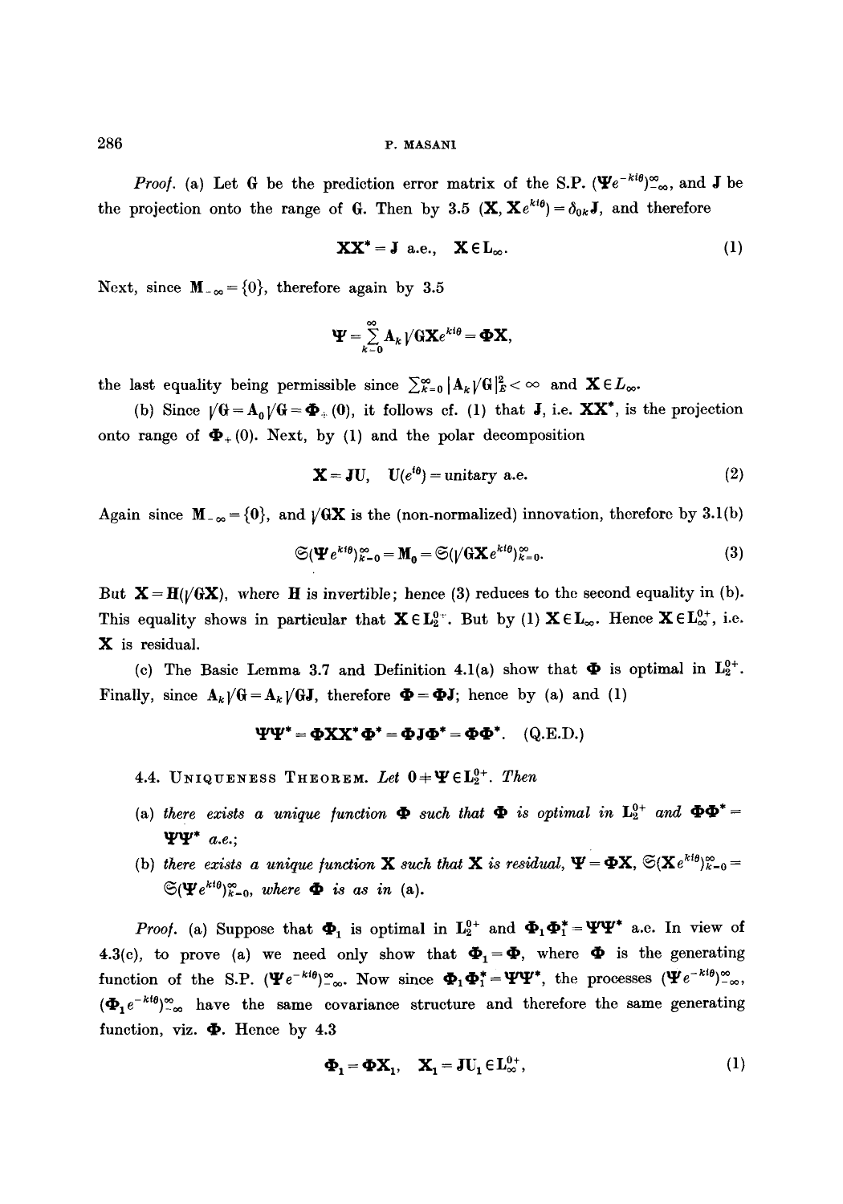*Proof.* (a) Let $\mathbf{G}$ be the prediction error matrix of the S.P. $(\mathbf{\Psi} e^{-ki\theta})_{-\infty}^{\infty}$, and $\mathbf{J}$ be the projection onto the range of $\mathbf{G}$. Then by 3.5 $(\mathbf{X}, \mathbf{X}e^{ki\theta}) = \delta_{0k}\mathbf{J}$, and therefore

$$\mathbf{X}\mathbf{X}^* = \mathbf{J} \text{ a.e.,} \quad \mathbf{X} \in \mathbf{L}_\infty. \tag{1}$$

Next, since $\mathbf{M}_{-\infty} = \{0\}$, therefore again by 3.5

$$\mathbf{\Psi} = \sum_{k=0}^{\infty} \mathbf{A}_k \sqrt{\mathbf{G}} \mathbf{X} e^{ki\theta} = \mathbf{\Phi}\mathbf{X},$$

the last equality being permissible since $\sum_{k=0}^{\infty} |\mathbf{A}_k \sqrt{\mathbf{G}}|_E^2 < \infty$ and $\mathbf{X} \in L_\infty$.

(b) Since $\sqrt{\mathbf{G}} = \mathbf{A}_0 \sqrt{\mathbf{G}} = \mathbf{\Phi}_+(0)$, it follows cf. (1) that $\mathbf{J}$, i.e. $\mathbf{X}\mathbf{X}^*$, is the projection onto range of $\mathbf{\Phi}_+(0)$. Next, by (1) and the polar decomposition

$$\mathbf{X} = \mathbf{J}\mathbf{U}, \quad \mathbf{U}(e^{i\theta}) = \text{unitary a.e.} \tag{2}$$

Again since $\mathbf{M}_{-\infty} = \{0\}$, and $\sqrt{\mathbf{G}}\mathbf{X}$ is the (non-normalized) innovation, therefore by 3.1(b)

$$\mathfrak{S}(\mathbf{\Psi} e^{ki\theta})_{k=0}^{\infty} = \mathbf{M}_0 = \mathfrak{S}(\sqrt{\mathbf{G}}\mathbf{X} e^{ki\theta})_{k=0}^{\infty}. \tag{3}$$

But $\mathbf{X} = \mathbf{H}(\sqrt{\mathbf{G}}\mathbf{X})$, where $\mathbf{H}$ is invertible; hence (3) reduces to the second equality in (b). This equality shows in particular that $\mathbf{X} \in \mathbf{L}_2^{0+}$. But by (1) $\mathbf{X} \in \mathbf{L}_\infty$. Hence $\mathbf{X} \in \mathbf{L}_\infty^{0+}$, i.e. $\mathbf{X}$ is residual.

(c) The Basic Lemma 3.7 and Definition 4.1(a) show that $\mathbf{\Phi}$ is optimal in $\mathbf{L}_2^{0+}$. Finally, since $\mathbf{A}_k \sqrt{\mathbf{G}} = \mathbf{A}_k \sqrt{\mathbf{G}}\mathbf{J}$, therefore $\mathbf{\Phi} = \mathbf{\Phi}\mathbf{J}$; hence by (a) and (1)

$$\mathbf{\Psi}\mathbf{\Psi}^* = \mathbf{\Phi}\mathbf{X}\mathbf{X}^*\mathbf{\Phi}^* = \mathbf{\Phi}\mathbf{J}\mathbf{\Phi}^* = \mathbf{\Phi}\mathbf{\Phi}^*. \quad \text{(Q.E.D.)}$$

4.4. Uniqueness Theorem. *Let* $0 \neq \mathbf{\Psi} \in \mathbf{L}_2^{0+}$. *Then*

(a) *there exists a unique function* $\mathbf{\Phi}$ *such that* $\mathbf{\Phi}$ *is optimal in* $\mathbf{L}_2^{0+}$ *and* $\mathbf{\Phi}\mathbf{\Phi}^* = \mathbf{\Psi}\mathbf{\Psi}^*$ *a.e.;*

(b) *there exists a unique function* $\mathbf{X}$ *such that* $\mathbf{X}$ *is residual,* $\mathbf{\Psi} = \mathbf{\Phi}\mathbf{X}$, $\mathfrak{S}(\mathbf{X}e^{ki\theta})_{k=0}^{\infty} = \mathfrak{S}(\mathbf{\Psi}e^{ki\theta})_{k=0}^{\infty}$, *where* $\mathbf{\Phi}$ *is as in* (a).

*Proof.* (a) Suppose that $\mathbf{\Phi}_1$ is optimal in $\mathbf{L}_2^{0+}$ and $\mathbf{\Phi}_1\mathbf{\Phi}_1^* = \mathbf{\Psi}\mathbf{\Psi}^*$ a.e. In view of 4.3(c), to prove (a) we need only show that $\mathbf{\Phi}_1 = \mathbf{\Phi}$, where $\mathbf{\Phi}$ is the generating function of the S.P. $(\mathbf{\Psi}e^{-ki\theta})_{-\infty}^{\infty}$. Now since $\mathbf{\Phi}_1\mathbf{\Phi}_1^* = \mathbf{\Psi}\mathbf{\Psi}^*$, the processes $(\mathbf{\Psi}e^{-ki\theta})_{-\infty}^{\infty}$, $(\mathbf{\Phi}_1 e^{-ki\theta})_{-\infty}^{\infty}$ have the same covariance structure and therefore the same generating function, viz. $\mathbf{\Phi}$. Hence by 4.3

$$\mathbf{\Phi}_1 = \mathbf{\Phi}\mathbf{X}_1, \quad \mathbf{X}_1 = \mathbf{J}\mathbf{U}_1 \in \mathbf{L}_\infty^{0+}, \tag{1}$$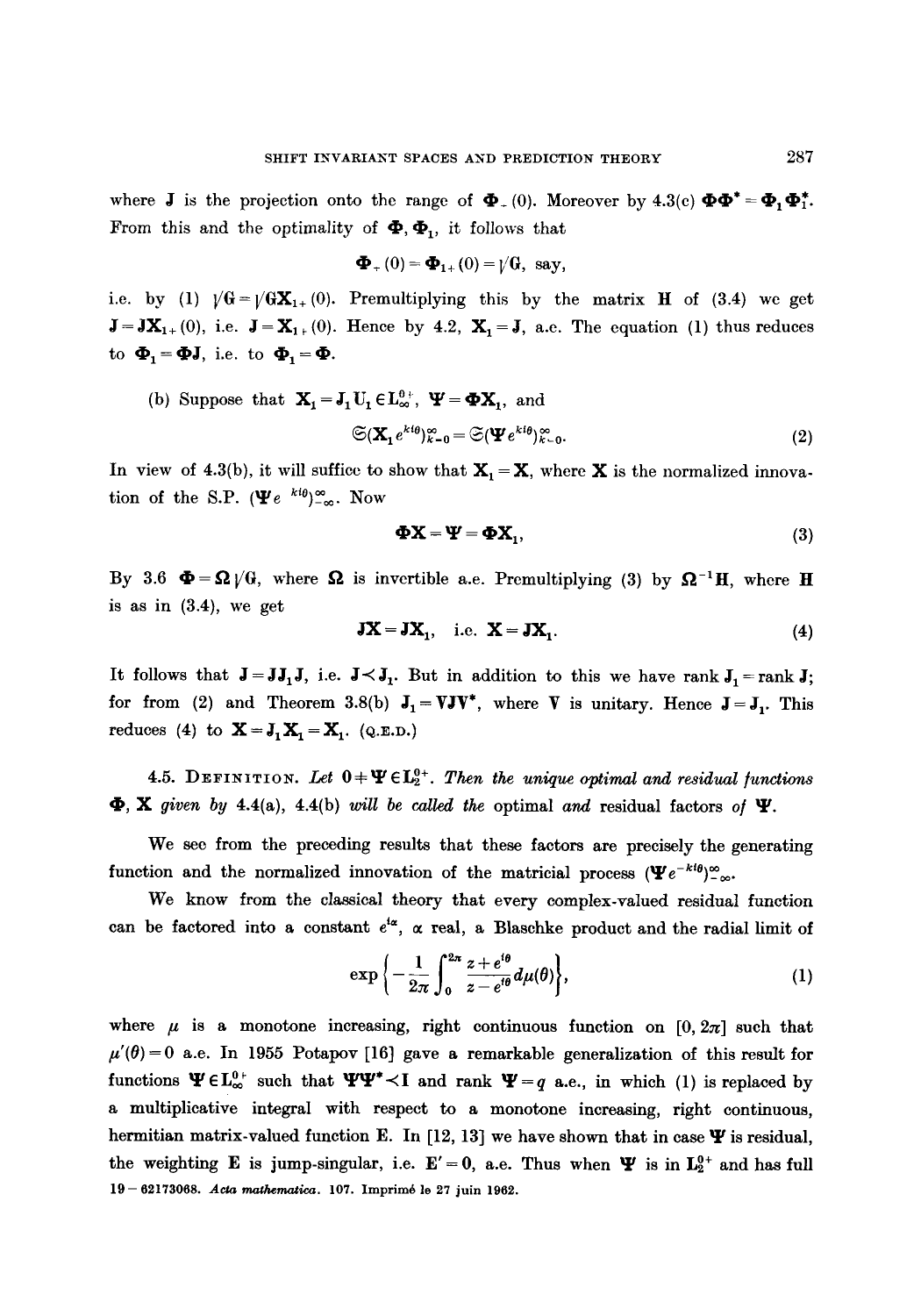where $\mathbf{J}$ is the projection onto the range of $\mathbf{\Phi}_+(0)$. Moreover by 4.3(c) $\mathbf{\Phi}\mathbf{\Phi}^* = \mathbf{\Phi}_1\mathbf{\Phi}_1^*$. From this and the optimality of $\mathbf{\Phi}, \mathbf{\Phi}_1$, it follows that

$$\mathbf{\Phi}_+(0) = \mathbf{\Phi}_{1+}(0) = \sqrt{\mathbf{G}}, \text{ say,}$$

i.e. by (1) $\sqrt{\mathbf{G}} = \sqrt{\mathbf{G}}\mathbf{X}_{1+}(0)$. Premultiplying this by the matrix $\mathbf{H}$ of (3.4) we get $\mathbf{J} = \mathbf{J}\mathbf{X}_{1+}(0)$, i.e. $\mathbf{J} = \mathbf{X}_{1+}(0)$. Hence by 4.2, $\mathbf{X}_1 = \mathbf{J}$, a.e. The equation (1) thus reduces to $\mathbf{\Phi}_1 = \mathbf{\Phi}\mathbf{J}$, i.e. to $\mathbf{\Phi}_1 = \mathbf{\Phi}$.

(b) Suppose that $\mathbf{X}_1 = \mathbf{J}_1\mathbf{U}_1 \in \mathbf{L}_\infty^{0+}$, $\mathbf{\Psi} = \mathbf{\Phi}\mathbf{X}_1$, and

$$\mathfrak{S}(\mathbf{X}_1 e^{ki\theta})_{k=0}^{\infty} = \mathfrak{S}(\mathbf{\Psi} e^{ki\theta})_{k=0}^{\infty}. \tag{2}$$

In view of 4.3(b), it will suffice to show that $\mathbf{X}_1 = \mathbf{X}$, where $\mathbf{X}$ is the normalized innovation of the S.P. $(\mathbf{\Psi} e^{ki\theta})_{-\infty}^{\infty}$. Now

$$\mathbf{\Phi}\mathbf{X} = \mathbf{\Psi} = \mathbf{\Phi}\mathbf{X}_1, \tag{3}$$

By 3.6 $\mathbf{\Phi} = \mathbf{\Omega}\sqrt{\mathbf{G}}$, where $\mathbf{\Omega}$ is invertible a.e. Premultiplying (3) by $\mathbf{\Omega}^{-1}\mathbf{H}$, where $\mathbf{H}$ is as in (3.4), we get

$$\mathbf{J}\mathbf{X} = \mathbf{J}\mathbf{X}_1, \quad \text{i.e. } \mathbf{X} = \mathbf{J}\mathbf{X}_1. \tag{4}$$

It follows that $\mathbf{J} = \mathbf{J}\mathbf{J}_1\mathbf{J}$, i.e. $\mathbf{J} \prec \mathbf{J}_1$. But in addition to this we have rank $\mathbf{J}_1 =$ rank $\mathbf{J}$; for from (2) and Theorem 3.8(b) $\mathbf{J}_1 = \mathbf{V}\mathbf{J}\mathbf{V}^*$, where $\mathbf{V}$ is unitary. Hence $\mathbf{J} = \mathbf{J}_1$. This reduces (4) to $\mathbf{X} = \mathbf{J}_1\mathbf{X}_1 = \mathbf{X}_1$. (Q.E.D.)

4.5. Definition. *Let $0 \neq \mathbf{\Psi} \in \mathbf{L}_2^{0+}$. Then the unique optimal and residual functions $\mathbf{\Phi}$, $\mathbf{X}$ given by 4.4(a), 4.4(b) will be called the* optimal *and* residual factors *of* $\mathbf{\Psi}$.

We see from the preceding results that these factors are precisely the generating function and the normalized innovation of the matricial process $(\mathbf{\Psi} e^{-ki\theta})_{-\infty}^{\infty}$.

We know from the classical theory that every complex-valued residual function can be factored into a constant $e^{i\alpha}$, $\alpha$ real, a Blaschke product and the radial limit of

$$\exp\left\{-\frac{1}{2\pi}\int_0^{2\pi} \frac{z+e^{i\theta}}{z-e^{i\theta}} d\mu(\theta)\right\}, \tag{1}$$

where $\mu$ is a monotone increasing, right continuous function on $[0, 2\pi]$ such that $\mu'(\theta) = 0$ a.e. In 1955 Potapov [16] gave a remarkable generalization of this result for functions $\mathbf{\Psi} \in \mathbf{L}_\infty^{0+}$ such that $\mathbf{\Psi}\mathbf{\Psi}^* \prec \mathbf{I}$ and rank $\mathbf{\Psi} = q$ a.e., in which (1) is replaced by a multiplicative integral with respect to a monotone increasing, right continuous, hermitian matrix-valued function $\mathbf{E}$. In [12, 13] we have shown that in case $\mathbf{\Psi}$ is residual, the weighting $\mathbf{E}$ is jump-singular, i.e. $\mathbf{E}' = 0$, a.e. Thus when $\mathbf{\Psi}$ is in $\mathbf{L}_2^{0+}$ and has full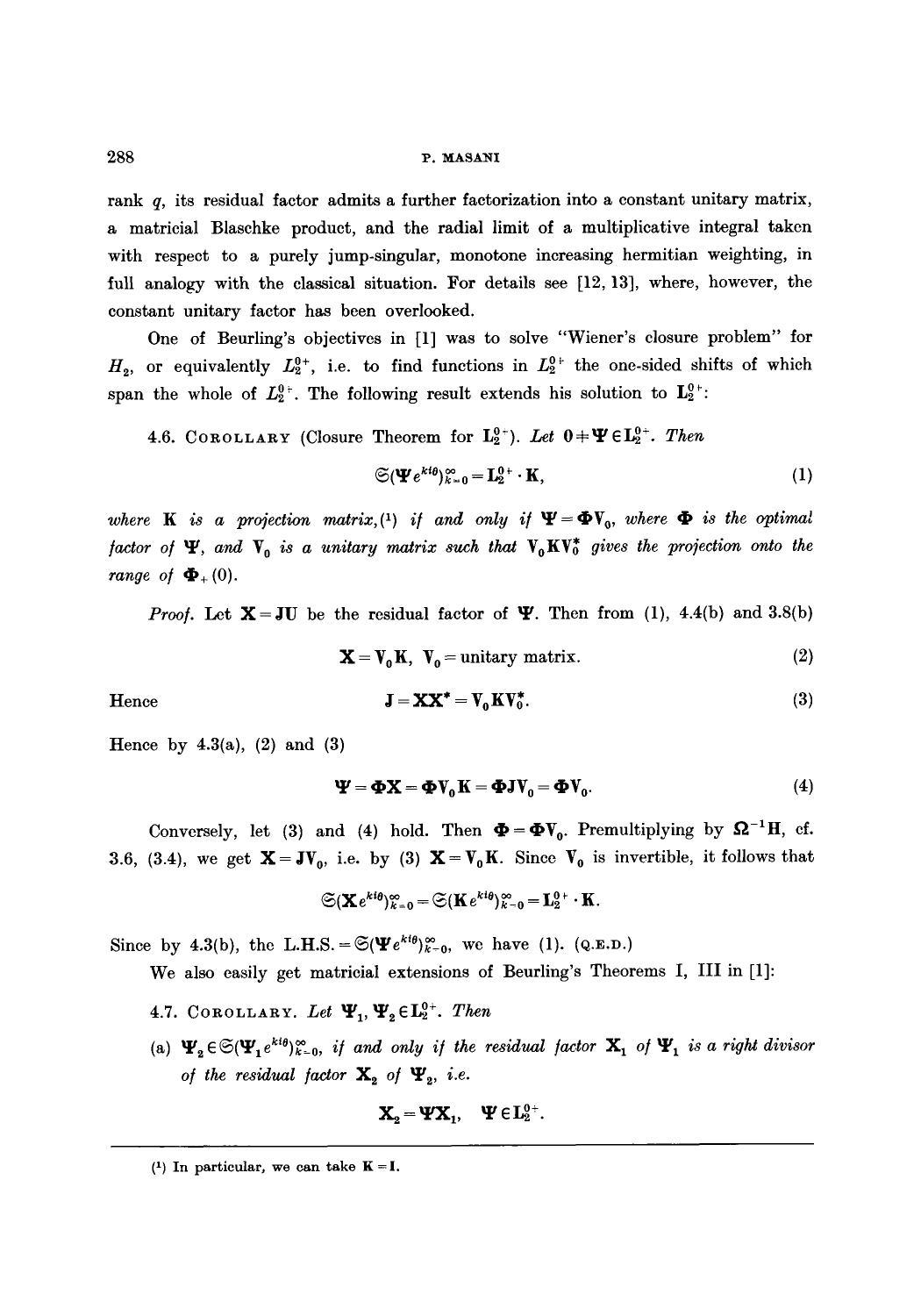rank $q$, its residual factor admits a further factorization into a constant unitary matrix, a matricial Blaschke product, and the radial limit of a multiplicative integral taken with respect to a purely jump-singular, monotone increasing hermitian weighting, in full analogy with the classical situation. For details see [12, 13], where, however, the constant unitary factor has been overlooked.

One of Beurling's objectives in [1] was to solve "Wiener's closure problem" for $H_2$, or equivalently $L_2^{0+}$, i.e. to find functions in $L_2^{0+}$ the one-sided shifts of which span the whole of $L_2^{0+}$. The following result extends his solution to $\mathbf{L}_2^{0+}$:

4.6. COROLLARY (Closure Theorem for $\mathbf{L}_2^{0+}$). *Let* $0 \neq \mathbf{\Psi} \in \mathbf{L}_2^{0+}$. *Then*

$$\mathfrak{S}(\mathbf{\Psi} e^{ki\theta})_{k=0}^{\infty} = \mathbf{L}_2^{0+} \cdot \mathbf{K}, \tag{1}$$

*where* $\mathbf{K}$ *is a projection matrix,*(1) *if and only if* $\mathbf{\Psi} = \mathbf{\Phi}\mathbf{V}_0$, *where* $\mathbf{\Phi}$ *is the optimal factor of* $\mathbf{\Psi}$, *and* $\mathbf{V}_0$ *is a unitary matrix such that* $\mathbf{V}_0 \mathbf{K} \mathbf{V}_0^*$ *gives the projection onto the range of* $\mathbf{\Phi}_+(0)$.

*Proof.* Let $\mathbf{X} = \mathbf{J}\mathbf{U}$ be the residual factor of $\mathbf{\Psi}$. Then from (1), 4.4(b) and 3.8(b)

$$\mathbf{X} = \mathbf{V}_0 \mathbf{K}, \quad \mathbf{V}_0 = \text{unitary matrix.} \tag{2}$$

Hence

$$\mathbf{J} = \mathbf{X}\mathbf{X}^* = \mathbf{V}_0 \mathbf{K} \mathbf{V}_0^*. \tag{3}$$

Hence by 4.3(a), (2) and (3)

$$\mathbf{\Psi} = \mathbf{\Phi}\mathbf{X} = \mathbf{\Phi}\mathbf{V}_0\mathbf{K} = \mathbf{\Phi}\mathbf{J}\mathbf{V}_0 = \mathbf{\Phi}\mathbf{V}_0. \tag{4}$$

Conversely, let (3) and (4) hold. Then $\mathbf{\Phi} = \mathbf{\Phi}\mathbf{V}_0$. Premultiplying by $\mathbf{\Omega}^{-1}\mathbf{H}$, cf. 3.6, (3.4), we get $\mathbf{X} = \mathbf{J}\mathbf{V}_0$, i.e. by (3) $\mathbf{X} = \mathbf{V}_0\mathbf{K}$. Since $\mathbf{V}_0$ is invertible, it follows that

$$\mathfrak{S}(\mathbf{X} e^{ki\theta})_{k=0}^{\infty} = \mathfrak{S}(\mathbf{K} e^{ki\theta})_{k=0}^{\infty} = \mathbf{L}_2^{0+} \cdot \mathbf{K}.$$

Since by 4.3(b), the L.H.S. $= \mathfrak{S}(\mathbf{\Psi} e^{ki\theta})_{k=0}^{\infty}$, we have (1). (Q.E.D.)

We also easily get matricial extensions of Beurling's Theorems I, III in [1]:

4.7. COROLLARY. *Let* $\mathbf{\Psi}_1, \mathbf{\Psi}_2 \in \mathbf{L}_2^{0+}$. *Then*

(a) $\mathbf{\Psi}_2 \in \mathfrak{S}(\mathbf{\Psi}_1 e^{ki\theta})_{k=0}^{\infty}$, *if and only if the residual factor* $\mathbf{X}_1$ *of* $\mathbf{\Psi}_1$ *is a right divisor of the residual factor* $\mathbf{X}_2$ *of* $\mathbf{\Psi}_2$, *i.e.*

$$\mathbf{X}_2 = \mathbf{\Psi}\mathbf{X}_1, \quad \mathbf{\Psi} \in \mathbf{L}_2^{0+}.$$

---

(1) In particular, we can take $\mathbf{K} = \mathbf{I}$.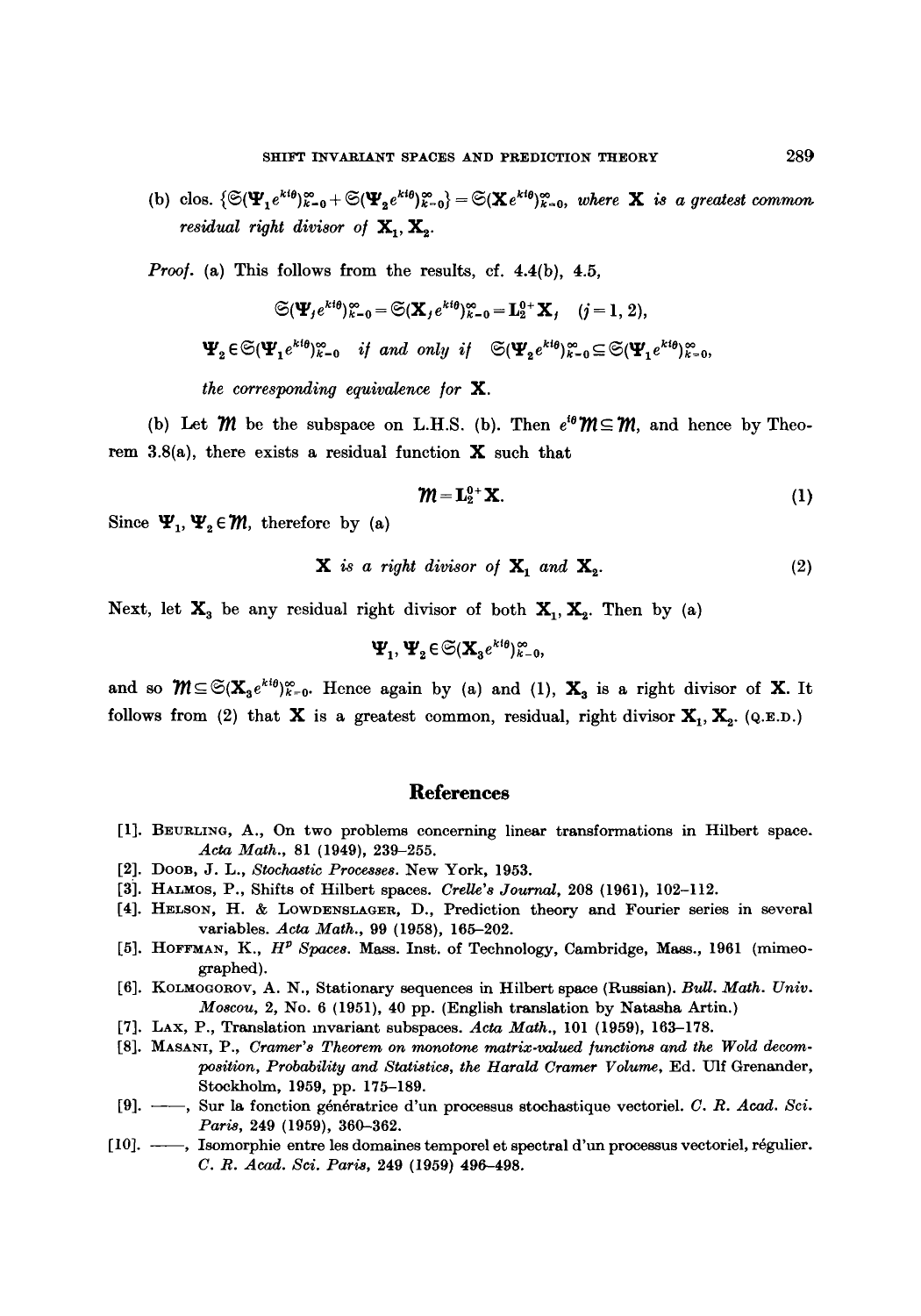(b) clos. $\{\mathfrak{S}(\mathbf{\Psi}_1 e^{ki\theta})_{k=0}^{\infty} + \mathfrak{S}(\mathbf{\Psi}_2 e^{ki\theta})_{k=0}^{\infty}\} = \mathfrak{S}(\mathbf{X} e^{ki\theta})_{k=0}^{\infty}$, *where* $\mathbf{X}$ *is a greatest common residual right divisor of* $\mathbf{X}_1, \mathbf{X}_2$.

*Proof.* (a) This follows from the results, cf. 4.4(b), 4.5,

$$\mathfrak{S}(\mathbf{\Psi}_j e^{ki\theta})_{k=0}^{\infty} = \mathfrak{S}(\mathbf{X}_j e^{ki\theta})_{k=0}^{\infty} = \mathbf{L}_2^{0+}\mathbf{X}_j \quad (j = 1, 2),$$

$$\mathbf{\Psi}_2 \in \mathfrak{S}(\mathbf{\Psi}_1 e^{ki\theta})_{k=0}^{\infty} \quad \textit{if and only if} \quad \mathfrak{S}(\mathbf{\Psi}_2 e^{ki\theta})_{k=0}^{\infty} \subseteq \mathfrak{S}(\mathbf{\Psi}_1 e^{ki\theta})_{k=0}^{\infty},$$

*the corresponding equivalence for* $\mathbf{X}$.

(b) Let $\mathcal{M}$ be the subspace on L.H.S. (b). Then $e^{i\theta}\mathcal{M} \subseteq \mathcal{M}$, and hence by Theorem 3.8(a), there exists a residual function $\mathbf{X}$ such that

$$\mathcal{M} = \mathbf{L}_2^{0+}\mathbf{X}. \tag{1}$$

Since $\mathbf{\Psi}_1, \mathbf{\Psi}_2 \in \mathcal{M}$, therefore by (a)

$$\mathbf{X} \textit{ is a right divisor of } \mathbf{X}_1 \textit{ and } \mathbf{X}_2. \tag{2}$$

Next, let $\mathbf{X}_3$ be any residual right divisor of both $\mathbf{X}_1, \mathbf{X}_2$. Then by (a)

$$\mathbf{\Psi}_1, \mathbf{\Psi}_2 \in \mathfrak{S}(\mathbf{X}_3 e^{ki\theta})_{k=0}^{\infty},$$

and so $\mathcal{M} \subseteq \mathfrak{S}(\mathbf{X}_3 e^{ki\theta})_{k=0}^{\infty}$. Hence again by (a) and (1), $\mathbf{X}_3$ is a right divisor of $\mathbf{X}$. It follows from (2) that $\mathbf{X}$ is a greatest common, residual, right divisor $\mathbf{X}_1, \mathbf{X}_2$. (Q.E.D.)

## References

[1]. Beurling, A., On two problems concerning linear transformations in Hilbert space. *Acta Math.*, 81 (1949), 239–255.

[2]. Doob, J. L., *Stochastic Processes*. New York, 1953.

[3]. Halmos, P., Shifts of Hilbert spaces. *Crelle's Journal*, 208 (1961), 102–112.

[4]. Helson, H. & Lowdenslager, D., Prediction theory and Fourier series in several variables. *Acta Math.*, 99 (1958), 165–202.

[5]. Hoffman, K., $H^p$ *Spaces*. Mass. Inst. of Technology, Cambridge, Mass., 1961 (mimeographed).

[6]. Kolmogorov, A. N., Stationary sequences in Hilbert space (Russian). *Bull. Math. Univ. Moscou*, 2, No. 6 (1951), 40 pp. (English translation by Natasha Artin.)

[7]. Lax, P., Translation invariant subspaces. *Acta Math.*, 101 (1959), 163–178.

[8]. Masani, P., *Cramer's Theorem on monotone matrix-valued functions and the Wold decomposition, Probability and Statistics, the Harald Cramer Volume*, Ed. Ulf Grenander, Stockholm, 1959, pp. 175–189.

[9]. ——, Sur la fonction génératrice d'un processus stochastique vectoriel. *C. R. Acad. Sci. Paris*, 249 (1959), 360–362.

[10]. ——, Isomorphie entre les domaines temporel et spectral d'un processus vectoriel, régulier. *C. R. Acad. Sci. Paris*, 249 (1959) 496–498.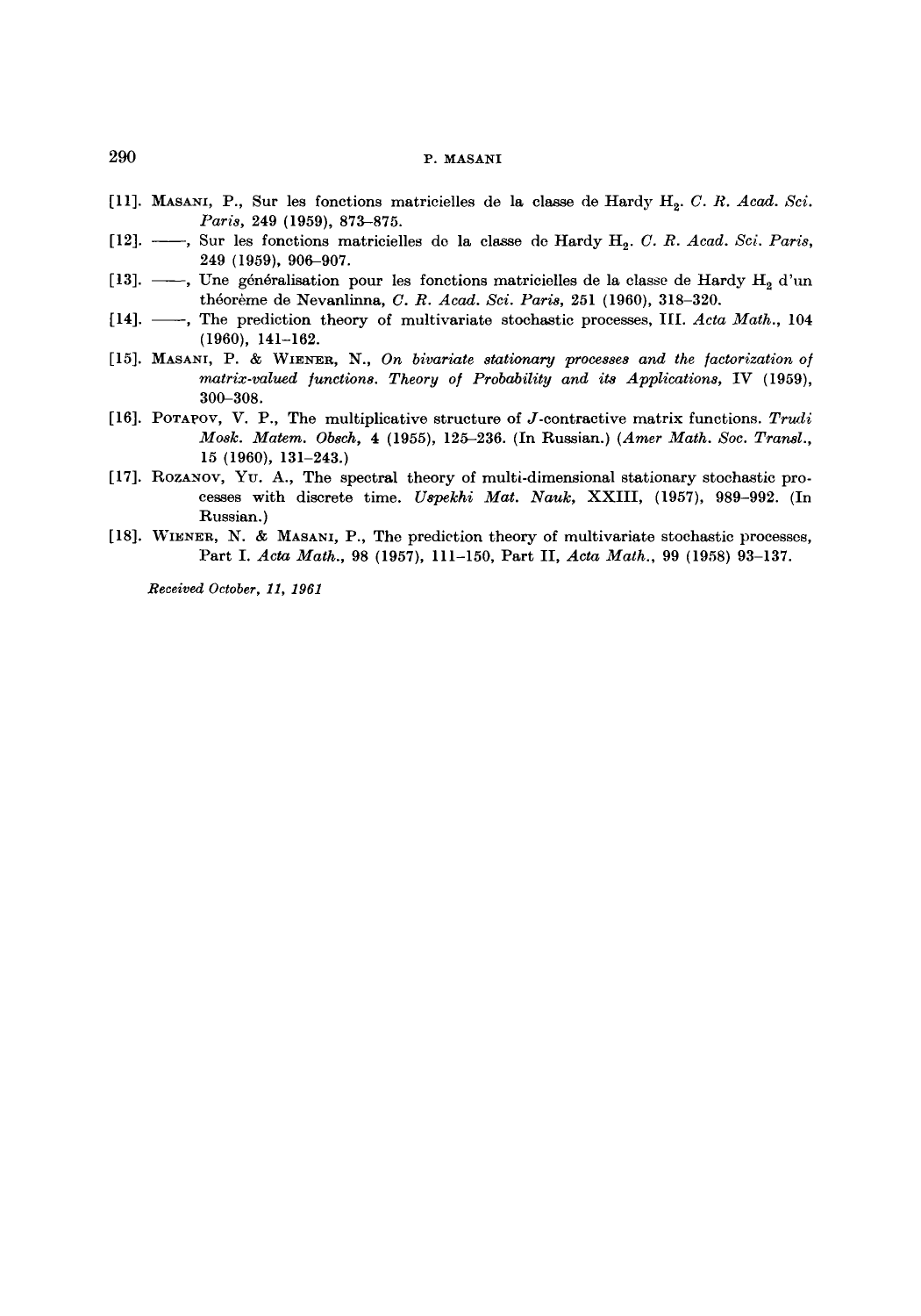[11]. MASANI, P., Sur les fonctions matricielles de la classe de Hardy $H_2$. *C. R. Acad. Sci. Paris*, 249 (1959), 873–875.

[12]. ——, Sur les fonctions matricielles de la classe de Hardy $H_2$. *C. R. Acad. Sci. Paris*, 249 (1959), 906–907.

[13]. ——, Une généralisation pour les fonctions matricielles de la classe de Hardy $H_2$ d'un théorème de Nevanlinna, *C. R. Acad. Sci. Paris*, 251 (1960), 318–320.

[14]. ——, The prediction theory of multivariate stochastic processes, III. *Acta Math.*, 104 (1960), 141–162.

[15]. MASANI, P. & WIENER, N., *On bivariate stationary processes and the factorization of matrix-valued functions. Theory of Probability and its Applications*, IV (1959), 300–308.

[16]. POTAPOV, V. P., The multiplicative structure of $J$-contractive matrix functions. *Trudi Mosk. Matem. Obsch*, 4 (1955), 125–236. (In Russian.) (*Amer Math. Soc. Transl.*, 15 (1960), 131–243.)

[17]. ROZANOV, YU. A., The spectral theory of multi-dimensional stationary stochastic processes with discrete time. *Uspekhi Mat. Nauk*, XXIII, (1957), 989–992. (In Russian.)

[18]. WIENER, N. & MASANI, P., The prediction theory of multivariate stochastic processes, Part I. *Acta Math.*, 98 (1957), 111–150, Part II, *Acta Math.*, 99 (1958) 93–137.

*Received October, 11, 1961*